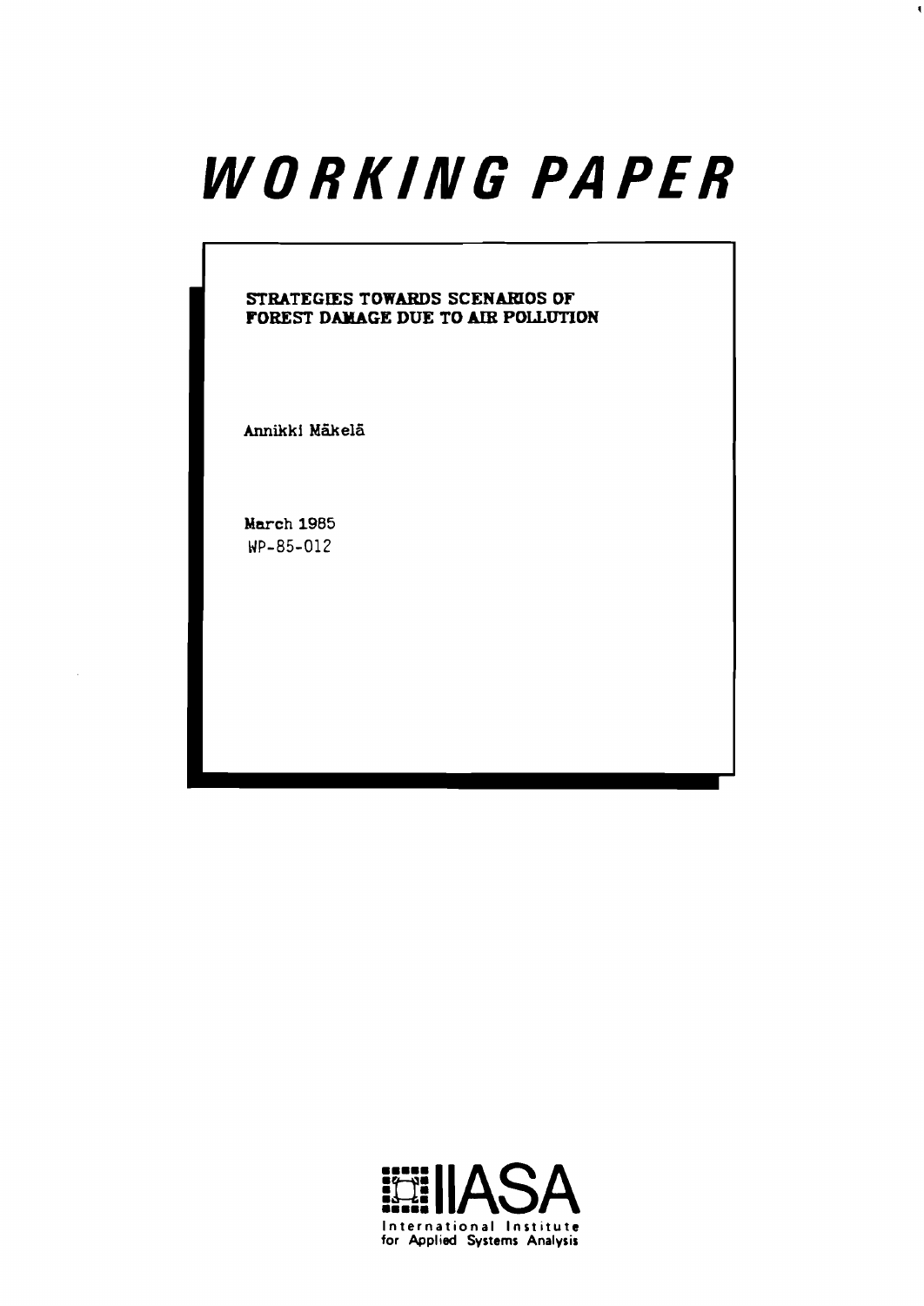# WORKING PAPER

**STRATEGIES TOWARDS SCENARIOS OF FOREST DAMAGE DUE TO AIR POLLUTION**

Annikki Mäkelä

March 1985
WP-85-012

IIASA
International Institute for Applied Systems Analysis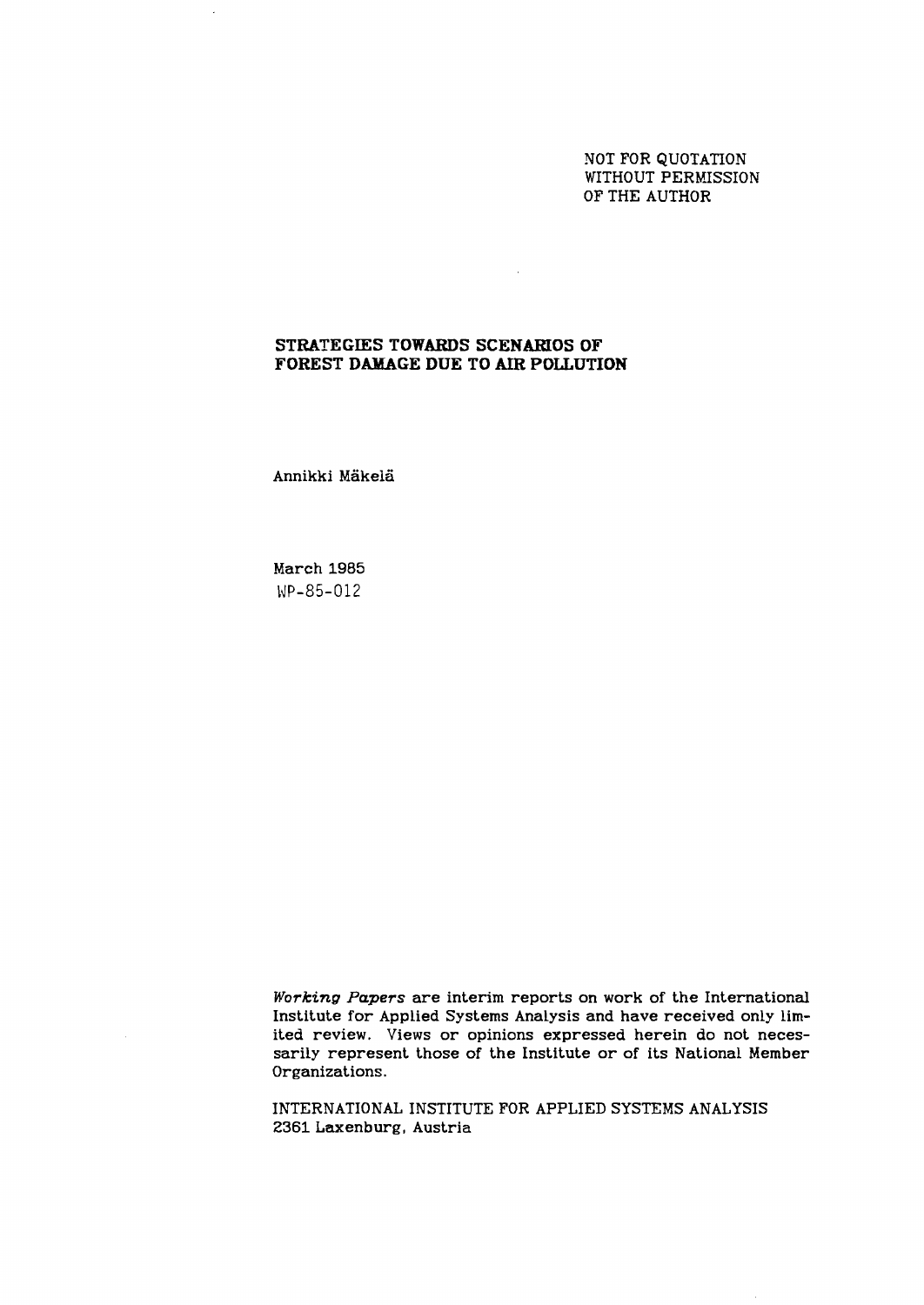NOT FOR QUOTATION
WITHOUT PERMISSION
OF THE AUTHOR

# STRATEGIES TOWARDS SCENARIOS OF FOREST DAMAGE DUE TO AIR POLLUTION

Annikki Mäkelä

March 1985
WP-85-012

*Working Papers* are interim reports on work of the International Institute for Applied Systems Analysis and have received only limited review. Views or opinions expressed herein do not necessarily represent those of the Institute or of its National Member Organizations.

INTERNATIONAL INSTITUTE FOR APPLIED SYSTEMS ANALYSIS
2361 Laxenburg, Austria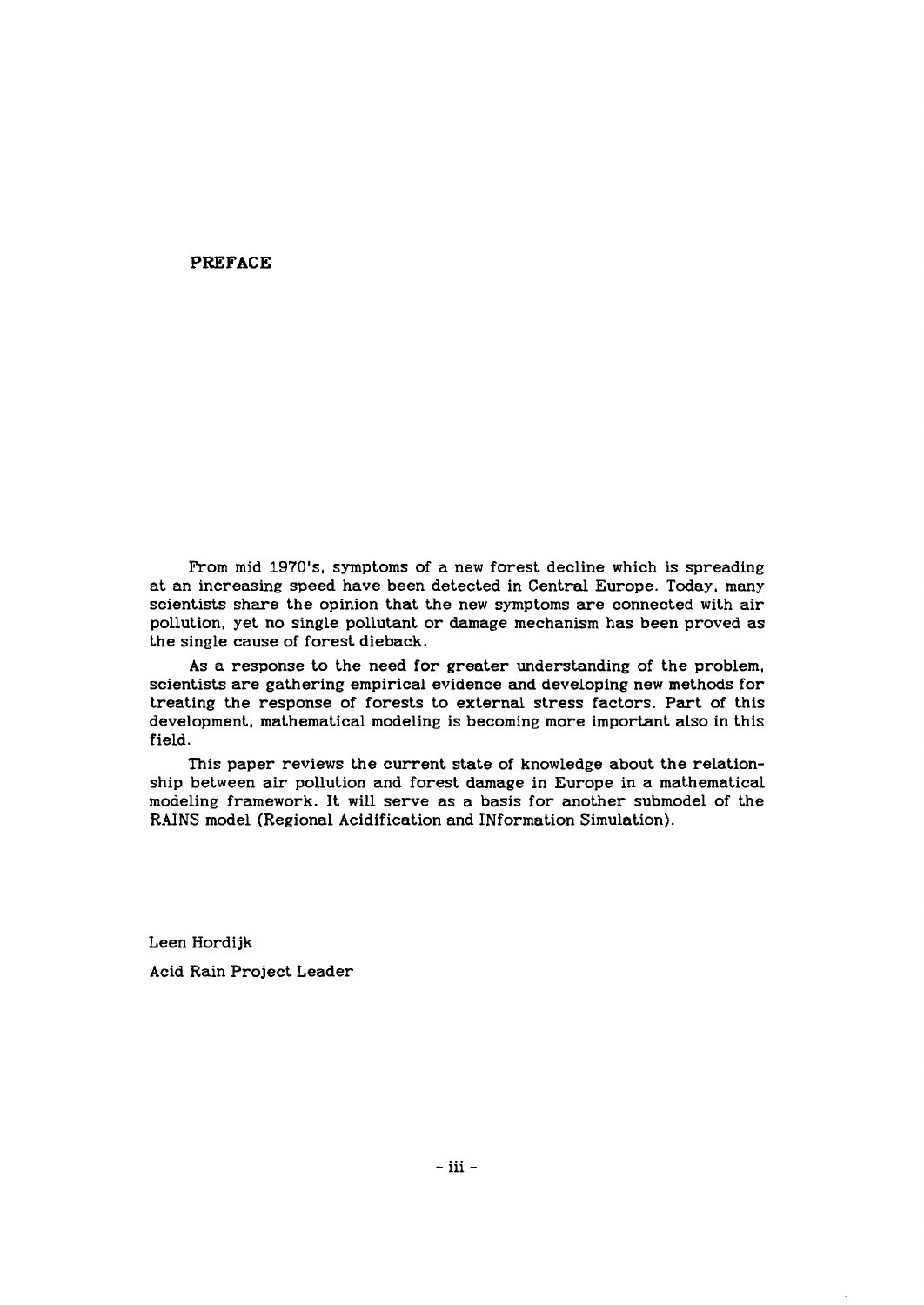## PREFACE

From mid 1970's, symptoms of a new forest decline which is spreading at an increasing speed have been detected in Central Europe. Today, many scientists share the opinion that the new symptoms are connected with air pollution, yet no single pollutant or damage mechanism has been proved as the single cause of forest dieback.

As a response to the need for greater understanding of the problem, scientists are gathering empirical evidence and developing new methods for treating the response of forests to external stress factors. Part of this development, mathematical modeling is becoming more important also in this field.

This paper reviews the current state of knowledge about the relationship between air pollution and forest damage in Europe in a mathematical modeling framework. It will serve as a basis for another submodel of the RAINS model (Regional Acidification and INformation Simulation).

Leen Hordijk

Acid Rain Project Leader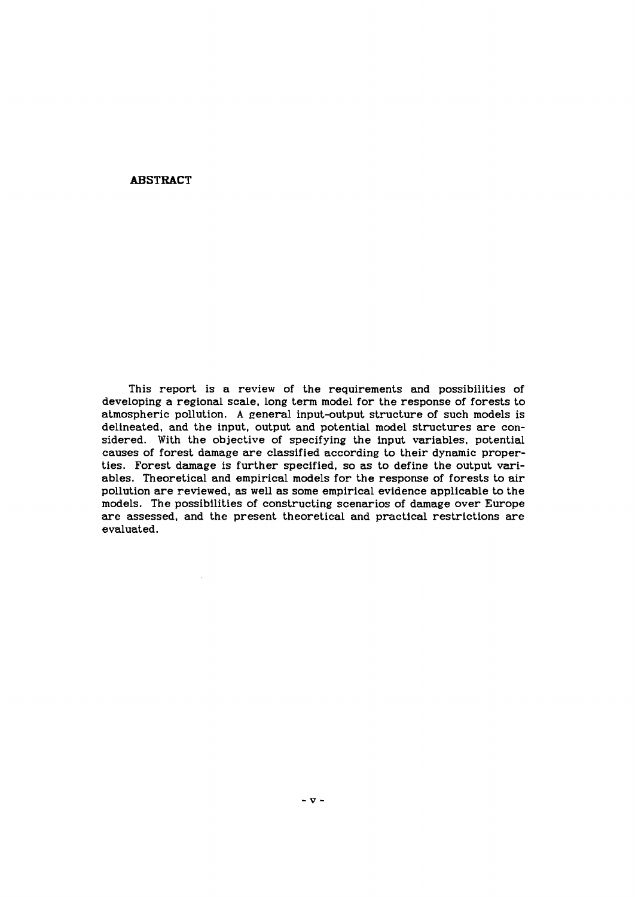## ABSTRACT

This report is a review of the requirements and possibilities of developing a regional scale, long term model for the response of forests to atmospheric pollution. A general input-output structure of such models is delineated, and the input, output and potential model structures are considered. With the objective of specifying the input variables, potential causes of forest damage are classified according to their dynamic properties. Forest damage is further specified, so as to define the output variables. Theoretical and empirical models for the response of forests to air pollution are reviewed, as well as some empirical evidence applicable to the models. The possibilities of constructing scenarios of damage over Europe are assessed, and the present theoretical and practical restrictions are evaluated.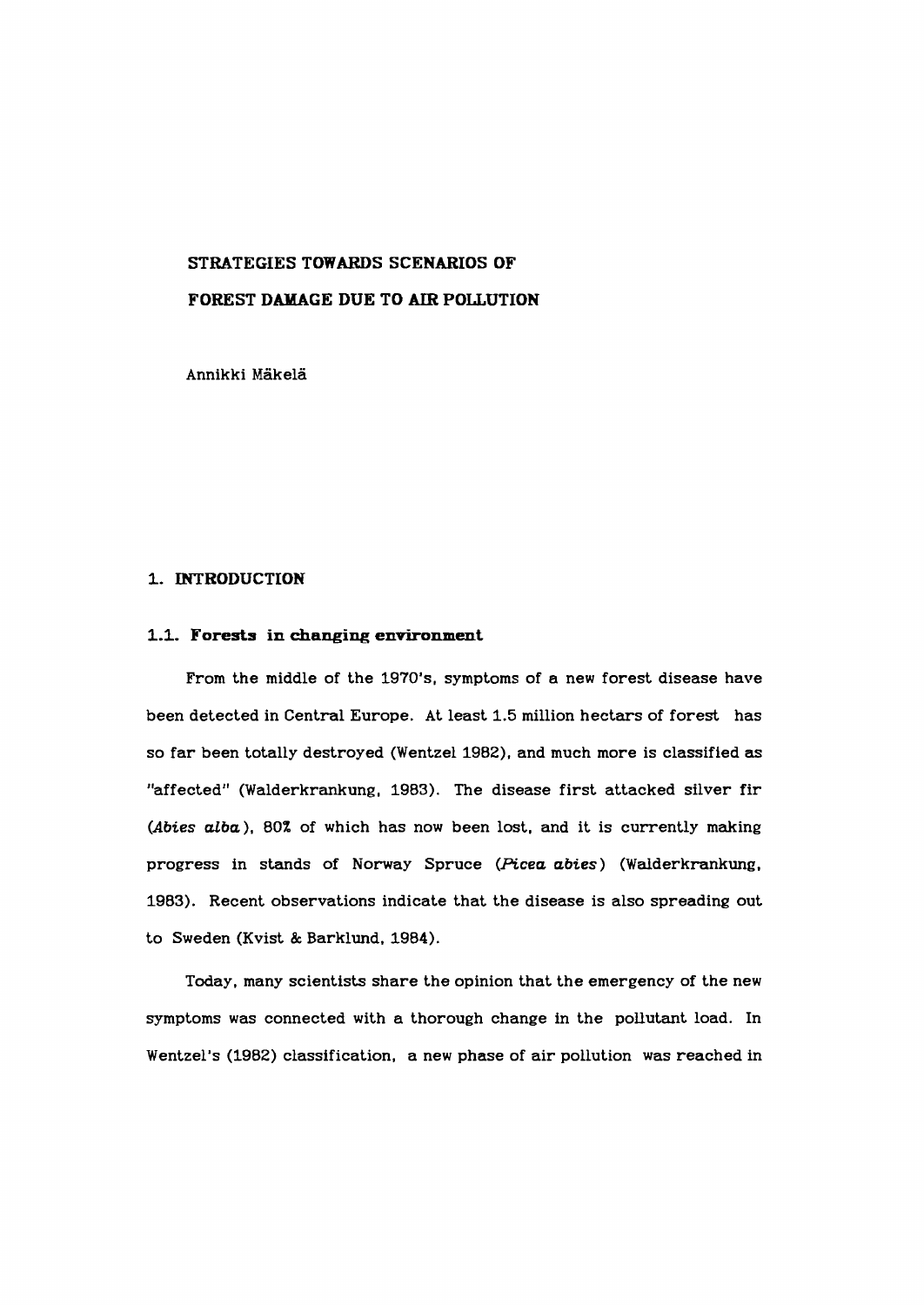# STRATEGIES TOWARDS SCENARIOS OF FOREST DAMAGE DUE TO AIR POLLUTION

Annikki Mäkelä

## 1. INTRODUCTION

### 1.1. Forests in changing environment

From the middle of the 1970's, symptoms of a new forest disease have been detected in Central Europe. At least 1.5 million hectars of forest has so far been totally destroyed (Wentzel 1982), and much more is classified as "affected" (Walderkrankung, 1983). The disease first attacked silver fir (*Abies alba*), 80% of which has now been lost, and it is currently making progress in stands of Norway Spruce (*Picea abies*) (Walderkrankung, 1983). Recent observations indicate that the disease is also spreading out to Sweden (Kvist & Barklund, 1984).

Today, many scientists share the opinion that the emergency of the new symptoms was connected with a thorough change in the pollutant load. In Wentzel's (1982) classification, a new phase of air pollution was reached in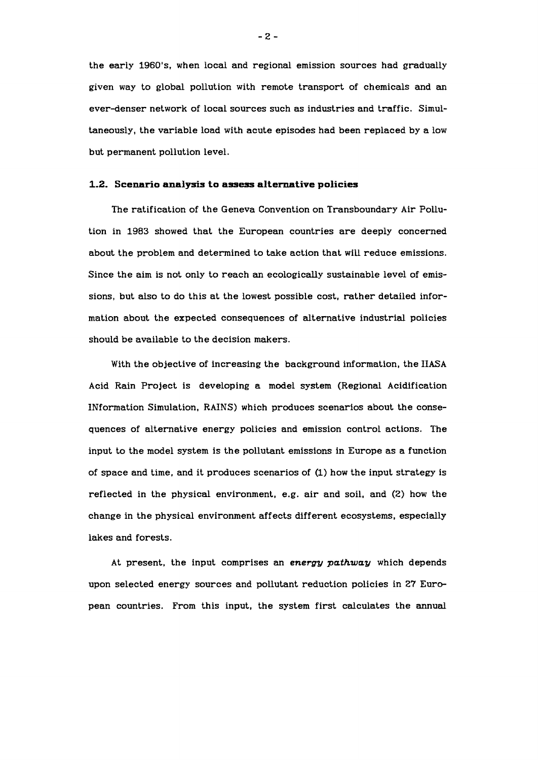the early 1960's, when local and regional emission sources had gradually given way to global pollution with remote transport of chemicals and an ever-denser network of local sources such as industries and traffic. Simultaneously, the variable load with acute episodes had been replaced by a low but permanent pollution level.

### 1.2. Scenario analysis to assess alternative policies

The ratification of the Geneva Convention on Transboundary Air Pollution in 1983 showed that the European countries are deeply concerned about the problem and determined to take action that will reduce emissions. Since the aim is not only to reach an ecologically sustainable level of emissions, but also to do this at the lowest possible cost, rather detailed information about the expected consequences of alternative industrial policies should be available to the decision makers.

With the objective of increasing the background information, the IIASA Acid Rain Project is developing a model system (Regional Acidification INformation Simulation, RAINS) which produces scenarios about the consequences of alternative energy policies and emission control actions. The input to the model system is the pollutant emissions in Europe as a function of space and time, and it produces scenarios of (1) how the input strategy is reflected in the physical environment, e.g. air and soil, and (2) how the change in the physical environment affects different ecosystems, especially lakes and forests.

At present, the input comprises an *energy pathway* which depends upon selected energy sources and pollutant reduction policies in 27 European countries. From this input, the system first calculates the annual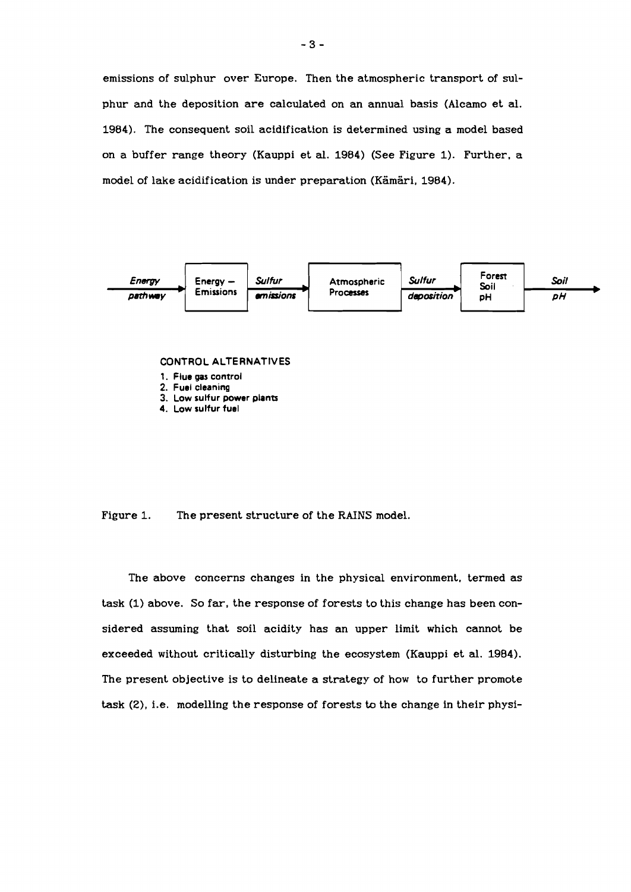emissions of sulphur over Europe. Then the atmospheric transport of sulphur and the deposition are calculated on an annual basis (Alcamo et al. 1984). The consequent soil acidification is determined using a model based on a buffer range theory (Kauppi et al. 1984) (See Figure 1). Further, a model of lake acidification is under preparation (Kämäri, 1984).

*Energy pathway* → **Energy – Emissions** → *Sulfur emissions* → **Atmospheric Processes** → *Sulfur deposition* → **Forest Soil pH** → *Soil pH*

CONTROL ALTERNATIVES

1. Flue gas control
2. Fuel cleaning
3. Low sulfur power plants
4. Low sulfur fuel

Figure 1. The present structure of the RAINS model.

The above concerns changes in the physical environment, termed as task (1) above. So far, the response of forests to this change has been considered assuming that soil acidity has an upper limit which cannot be exceeded without critically disturbing the ecosystem (Kauppi et al. 1984). The present objective is to delineate a strategy of how to further promote task (2), i.e. modelling the response of forests to the change in their physi-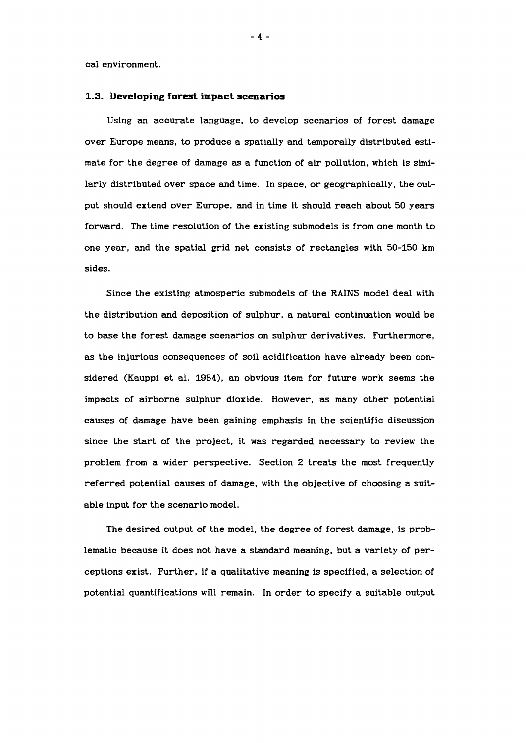cal environment.

### 1.3. Developing forest impact scenarios

Using an accurate language, to develop scenarios of forest damage over Europe means, to produce a spatially and temporally distributed estimate for the degree of damage as a function of air pollution, which is similarly distributed over space and time. In space, or geographically, the output should extend over Europe, and in time it should reach about 50 years forward. The time resolution of the existing submodels is from one month to one year, and the spatial grid net consists of rectangles with 50-150 km sides.

Since the existing atmosperic submodels of the RAINS model deal with the distribution and deposition of sulphur, a natural continuation would be to base the forest damage scenarios on sulphur derivatives. Furthermore, as the injurious consequences of soil acidification have already been considered (Kauppi et al. 1984), an obvious item for future work seems the impacts of airborne sulphur dioxide. However, as many other potential causes of damage have been gaining emphasis in the scientific discussion since the start of the project, it was regarded necessary to review the problem from a wider perspective. Section 2 treats the most frequently referred potential causes of damage, with the objective of choosing a suitable input for the scenario model.

The desired output of the model, the degree of forest damage, is problematic because it does not have a standard meaning, but a variety of perceptions exist. Further, if a qualitative meaning is specified, a selection of potential quantifications will remain. In order to specify a suitable output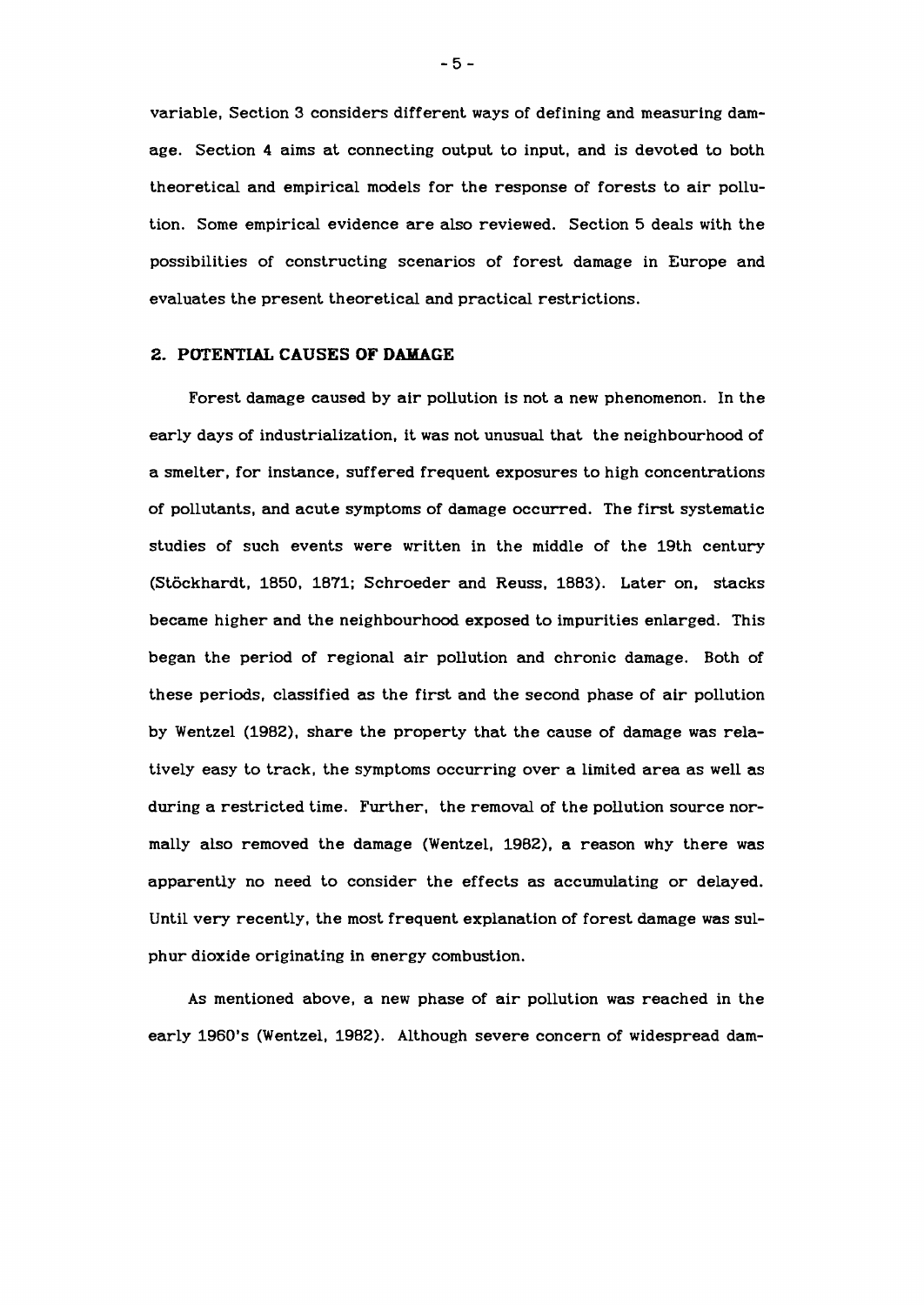variable, Section 3 considers different ways of defining and measuring damage. Section 4 aims at connecting output to input, and is devoted to both theoretical and empirical models for the response of forests to air pollution. Some empirical evidence are also reviewed. Section 5 deals with the possibilities of constructing scenarios of forest damage in Europe and evaluates the present theoretical and practical restrictions.

## 2. POTENTIAL CAUSES OF DAMAGE

Forest damage caused by air pollution is not a new phenomenon. In the early days of industrialization, it was not unusual that the neighbourhood of a smelter, for instance, suffered frequent exposures to high concentrations of pollutants, and acute symptoms of damage occurred. The first systematic studies of such events were written in the middle of the 19th century (Stöckhardt, 1850, 1871; Schroeder and Reuss, 1883). Later on, stacks became higher and the neighbourhood exposed to impurities enlarged. This began the period of regional air pollution and chronic damage. Both of these periods, classified as the first and the second phase of air pollution by Wentzel (1982), share the property that the cause of damage was relatively easy to track, the symptoms occurring over a limited area as well as during a restricted time. Further, the removal of the pollution source normally also removed the damage (Wentzel, 1982), a reason why there was apparently no need to consider the effects as accumulating or delayed. Until very recently, the most frequent explanation of forest damage was sulphur dioxide originating in energy combustion.

As mentioned above, a new phase of air pollution was reached in the early 1960's (Wentzel, 1982). Although severe concern of widespread dam-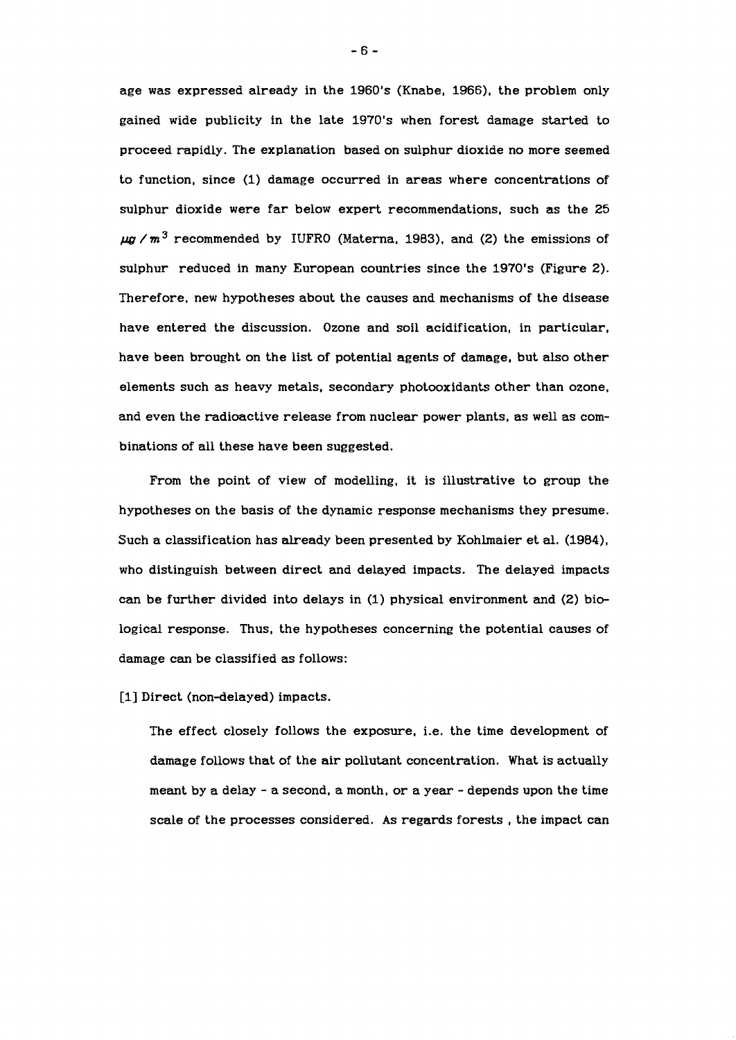age was expressed already in the 1960's (Knabe, 1966), the problem only gained wide publicity in the late 1970's when forest damage started to proceed rapidly. The explanation based on sulphur dioxide no more seemed to function, since (1) damage occurred in areas where concentrations of sulphur dioxide were far below expert recommendations, such as the 25 $\mu g / m^3$ recommended by IUFRO (Materna, 1983), and (2) the emissions of sulphur reduced in many European countries since the 1970's (Figure 2). Therefore, new hypotheses about the causes and mechanisms of the disease have entered the discussion. Ozone and soil acidification, in particular, have been brought on the list of potential agents of damage, but also other elements such as heavy metals, secondary photooxidants other than ozone, and even the radioactive release from nuclear power plants, as well as combinations of all these have been suggested.

From the point of view of modelling, it is illustrative to group the hypotheses on the basis of the dynamic response mechanisms they presume. Such a classification has already been presented by Kohlmaier et al. (1984), who distinguish between direct and delayed impacts. The delayed impacts can be further divided into delays in (1) physical environment and (2) biological response. Thus, the hypotheses concerning the potential causes of damage can be classified as follows:

[1] Direct (non-delayed) impacts.

The effect closely follows the exposure, i.e. the time development of damage follows that of the air pollutant concentration. What is actually meant by a delay - a second, a month, or a year - depends upon the time scale of the processes considered. As regards forests , the impact can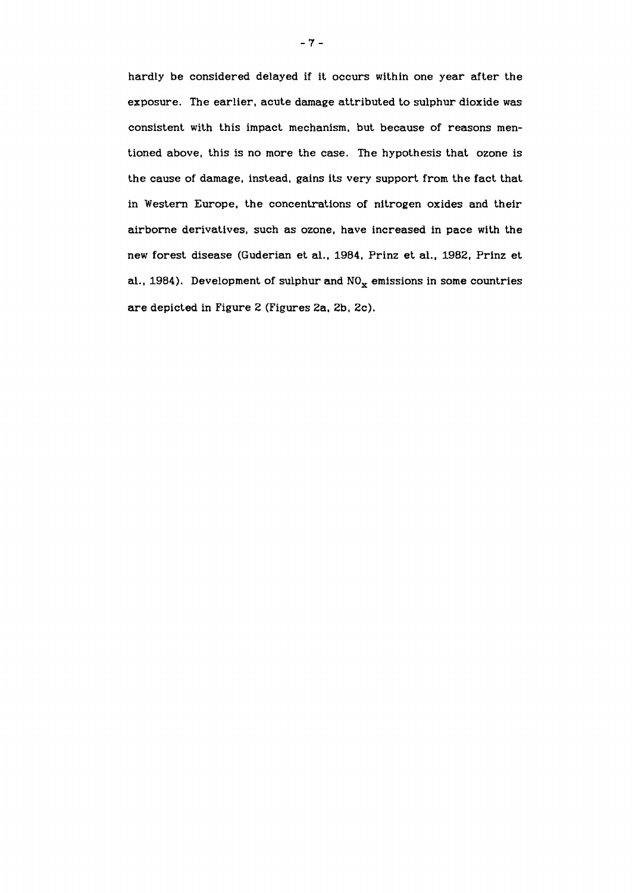hardly be considered delayed if it occurs within one year after the exposure. The earlier, acute damage attributed to sulphur dioxide was consistent with this impact mechanism, but because of reasons mentioned above, this is no more the case. The hypothesis that ozone is the cause of damage, instead, gains its very support from the fact that in Western Europe, the concentrations of nitrogen oxides and their airborne derivatives, such as ozone, have increased in pace with the new forest disease (Guderian et al., 1984, Prinz et al., 1982, Prinz et al., 1984). Development of sulphur and $NO_x$ emissions in some countries are depicted in Figure 2 (Figures 2a, 2b, 2c).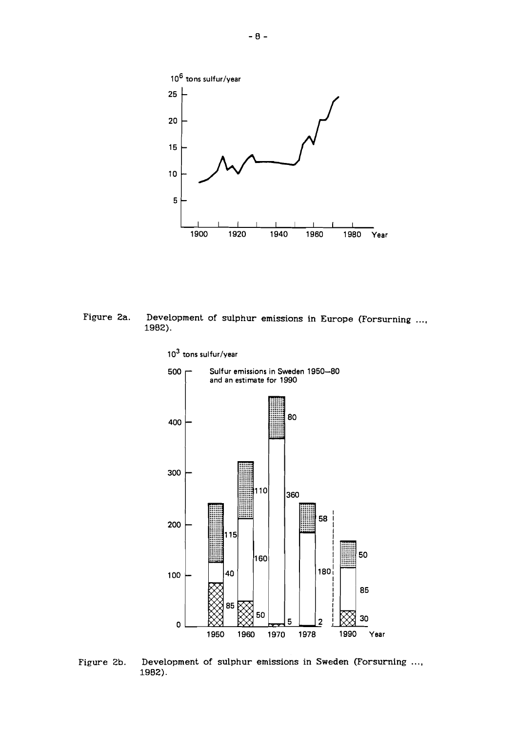Figure 2a. Development of sulphur emissions in Europe (Forsurning ...., 1982).

Figure 2b. Development of sulphur emissions in Sweden (Forsurning ...., 1982).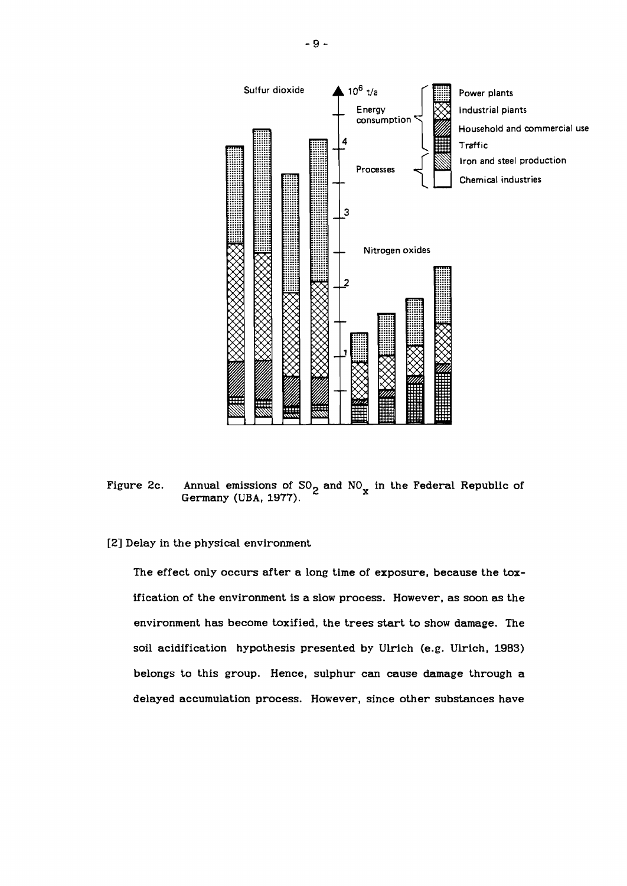Figure 2c. Annual emissions of $SO_2$ and $NO_x$ in the Federal Republic of Germany (UBA, 1977).

[2] Delay in the physical environment

The effect only occurs after a long time of exposure, because the toxification of the environment is a slow process. However, as soon as the environment has become toxified, the trees start to show damage. The soil acidification hypothesis presented by Ulrich (e.g. Ulrich, 1983) belongs to this group. Hence, sulphur can cause damage through a delayed accumulation process. However, since other substances have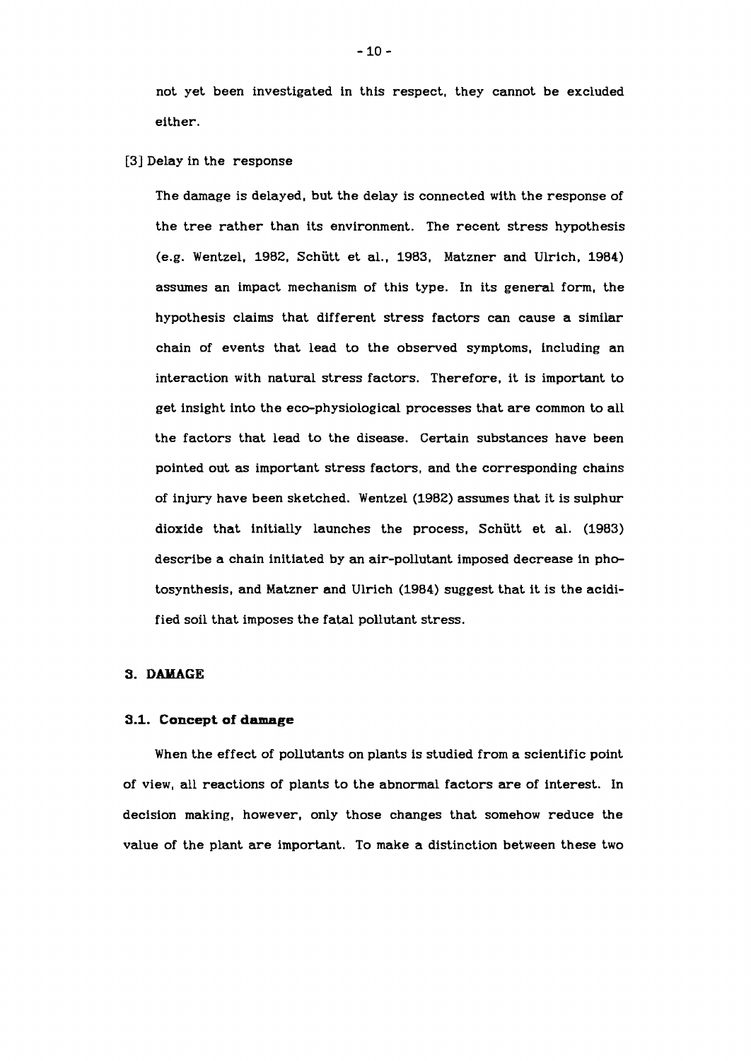not yet been investigated in this respect, they cannot be excluded either.

[3] Delay in the response

The damage is delayed, but the delay is connected with the response of the tree rather than its environment. The recent stress hypothesis (e.g. Wentzel, 1982, Schütt et al., 1983, Matzner and Ulrich, 1984) assumes an impact mechanism of this type. In its general form, the hypothesis claims that different stress factors can cause a similar chain of events that lead to the observed symptoms, including an interaction with natural stress factors. Therefore, it is important to get insight into the eco-physiological processes that are common to all the factors that lead to the disease. Certain substances have been pointed out as important stress factors, and the corresponding chains of injury have been sketched. Wentzel (1982) assumes that it is sulphur dioxide that initially launches the process, Schütt et al. (1983) describe a chain initiated by an air-pollutant imposed decrease in photosynthesis, and Matzner and Ulrich (1984) suggest that it is the acidified soil that imposes the fatal pollutant stress.

## 3. DAMAGE

### 3.1. Concept of damage

When the effect of pollutants on plants is studied from a scientific point of view, all reactions of plants to the abnormal factors are of interest. In decision making, however, only those changes that somehow reduce the value of the plant are important. To make a distinction between these two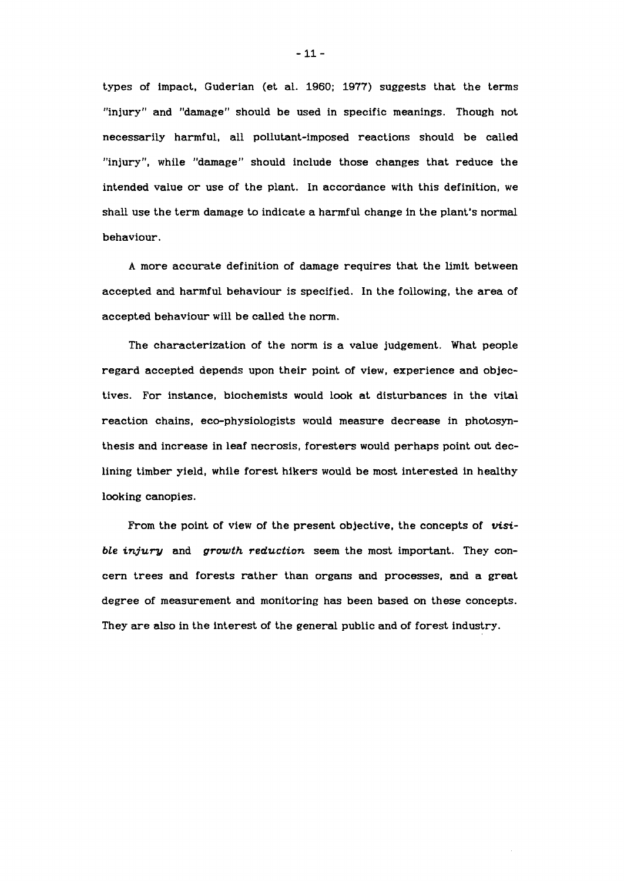types of impact, Guderian (et al. 1960; 1977) suggests that the terms "injury" and "damage" should be used in specific meanings. Though not necessarily harmful, all pollutant-imposed reactions should be called "injury", while "damage" should include those changes that reduce the intended value or use of the plant. In accordance with this definition, we shall use the term damage to indicate a harmful change in the plant's normal behaviour.

A more accurate definition of damage requires that the limit between accepted and harmful behaviour is specified. In the following, the area of accepted behaviour will be called the norm.

The characterization of the norm is a value judgement. What people regard accepted depends upon their point of view, experience and objectives. For instance, biochemists would look at disturbances in the vital reaction chains, eco-physiologists would measure decrease in photosynthesis and increase in leaf necrosis, foresters would perhaps point out declining timber yield, while forest hikers would be most interested in healthy looking canopies.

From the point of view of the present objective, the concepts of *visible injury* and *growth reduction* seem the most important. They concern trees and forests rather than organs and processes, and a great degree of measurement and monitoring has been based on these concepts. They are also in the interest of the general public and of forest industry.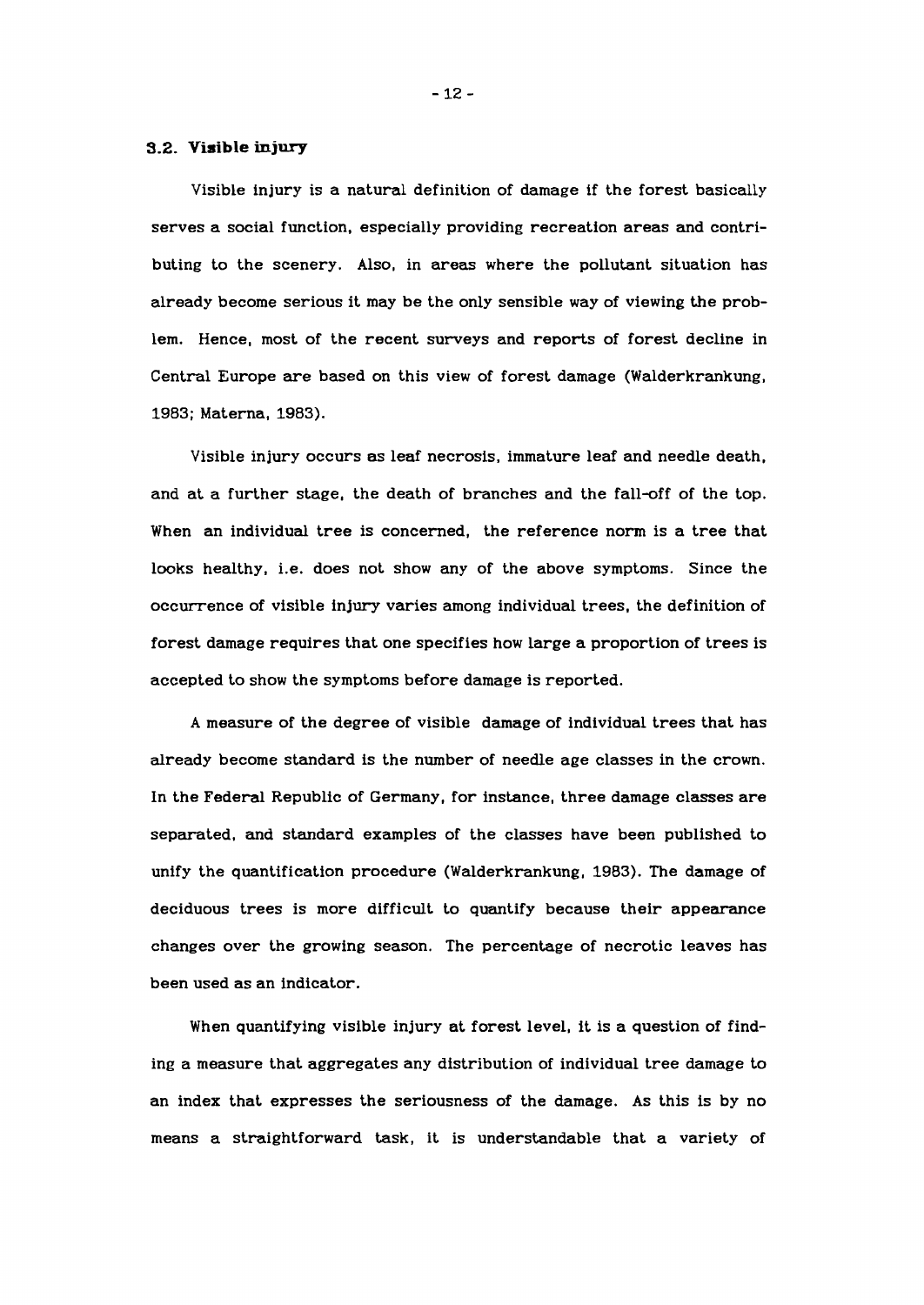### 3.2. Visible injury

Visible injury is a natural definition of damage if the forest basically serves a social function, especially providing recreation areas and contributing to the scenery. Also, in areas where the pollutant situation has already become serious it may be the only sensible way of viewing the problem. Hence, most of the recent surveys and reports of forest decline in Central Europe are based on this view of forest damage (Walderkrankung, 1983; Materna, 1983).

Visible injury occurs as leaf necrosis, immature leaf and needle death, and at a further stage, the death of branches and the fall-off of the top. When an individual tree is concerned, the reference norm is a tree that looks healthy, i.e. does not show any of the above symptoms. Since the occurrence of visible injury varies among individual trees, the definition of forest damage requires that one specifies how large a proportion of trees is accepted to show the symptoms before damage is reported.

A measure of the degree of visible damage of individual trees that has already become standard is the number of needle age classes in the crown. In the Federal Republic of Germany, for instance, three damage classes are separated, and standard examples of the classes have been published to unify the quantification procedure (Walderkrankung, 1983). The damage of deciduous trees is more difficult to quantify because their appearance changes over the growing season. The percentage of necrotic leaves has been used as an indicator.

When quantifying visible injury at forest level, it is a question of finding a measure that aggregates any distribution of individual tree damage to an index that expresses the seriousness of the damage. As this is by no means a straightforward task, it is understandable that a variety of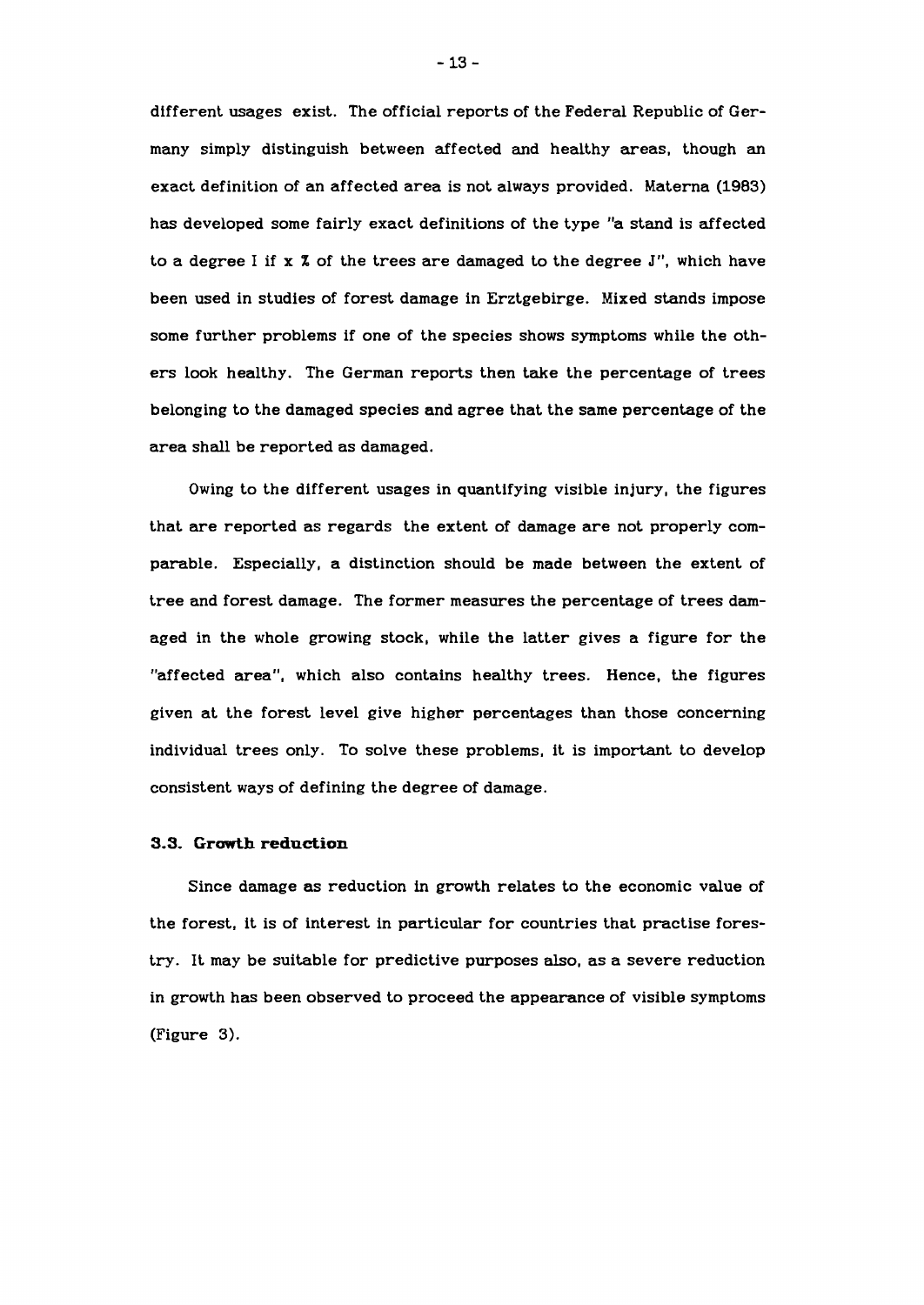different usages exist. The official reports of the Federal Republic of Germany simply distinguish between affected and healthy areas, though an exact definition of an affected area is not always provided. Materna (1983) has developed some fairly exact definitions of the type "a stand is affected to a degree I if x % of the trees are damaged to the degree J", which have been used in studies of forest damage in Erztgebirge. Mixed stands impose some further problems if one of the species shows symptoms while the others look healthy. The German reports then take the percentage of trees belonging to the damaged species and agree that the same percentage of the area shall be reported as damaged.

Owing to the different usages in quantifying visible injury, the figures that are reported as regards the extent of damage are not properly comparable. Especially, a distinction should be made between the extent of tree and forest damage. The former measures the percentage of trees damaged in the whole growing stock, while the latter gives a figure for the "affected area", which also contains healthy trees. Hence, the figures given at the forest level give higher percentages than those concerning individual trees only. To solve these problems, it is important to develop consistent ways of defining the degree of damage.

### 3.3. Growth reduction

Since damage as reduction in growth relates to the economic value of the forest, it is of interest in particular for countries that practise forestry. It may be suitable for predictive purposes also, as a severe reduction in growth has been observed to proceed the appearance of visible symptoms (Figure 3).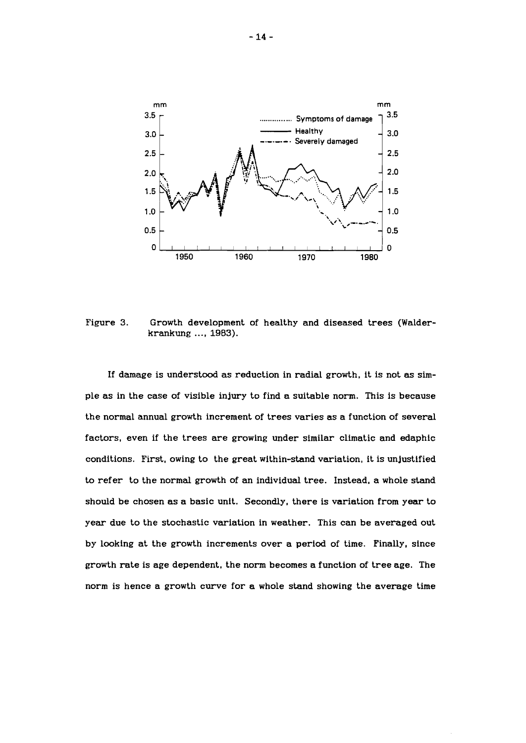Figure 3. Growth development of healthy and diseased trees (Walderkrankung ..., 1983).

If damage is understood as reduction in radial growth, it is not as simple as in the case of visible injury to find a suitable norm. This is because the normal annual growth increment of trees varies as a function of several factors, even if the trees are growing under similar climatic and edaphic conditions. First, owing to the great within-stand variation, it is unjustified to refer to the normal growth of an individual tree. Instead, a whole stand should be chosen as a basic unit. Secondly, there is variation from year to year due to the stochastic variation in weather. This can be averaged out by looking at the growth increments over a period of time. Finally, since growth rate is age dependent, the norm becomes a function of tree age. The norm is hence a growth curve for a whole stand showing the average time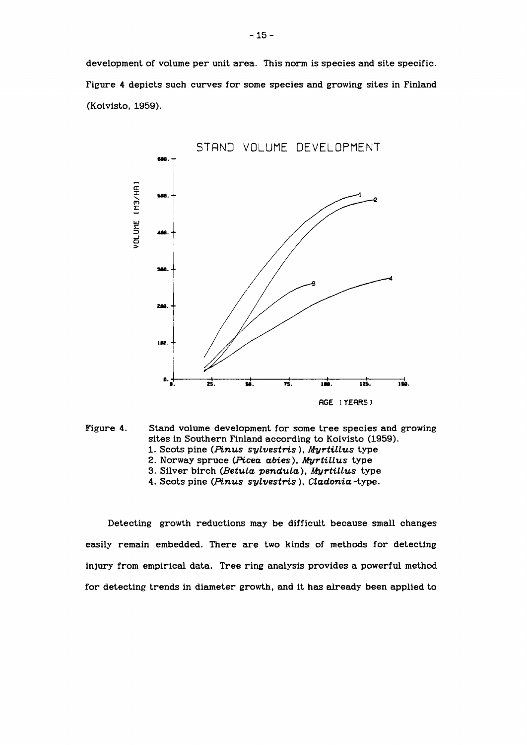development of volume per unit area. This norm is species and site specific. Figure 4 depicts such curves for some species and growing sites in Finland (Koivisto, 1959).

Figure 4. Stand volume development for some tree species and growing sites in Southern Finland according to Koivisto (1959).
1. Scots pine (*Pinus sylvestris*), *Myrtillus* type
2. Norway spruce (*Picea abies*), *Myrtillus* type
3. Silver birch (*Betula pendula*), *Myrtillus* type
4. Scots pine (*Pinus sylvestris*), *Cladonia*-type.

Detecting growth reductions may be difficult because small changes easily remain embedded. There are two kinds of methods for detecting injury from empirical data. Tree ring analysis provides a powerful method for detecting trends in diameter growth, and it has already been applied to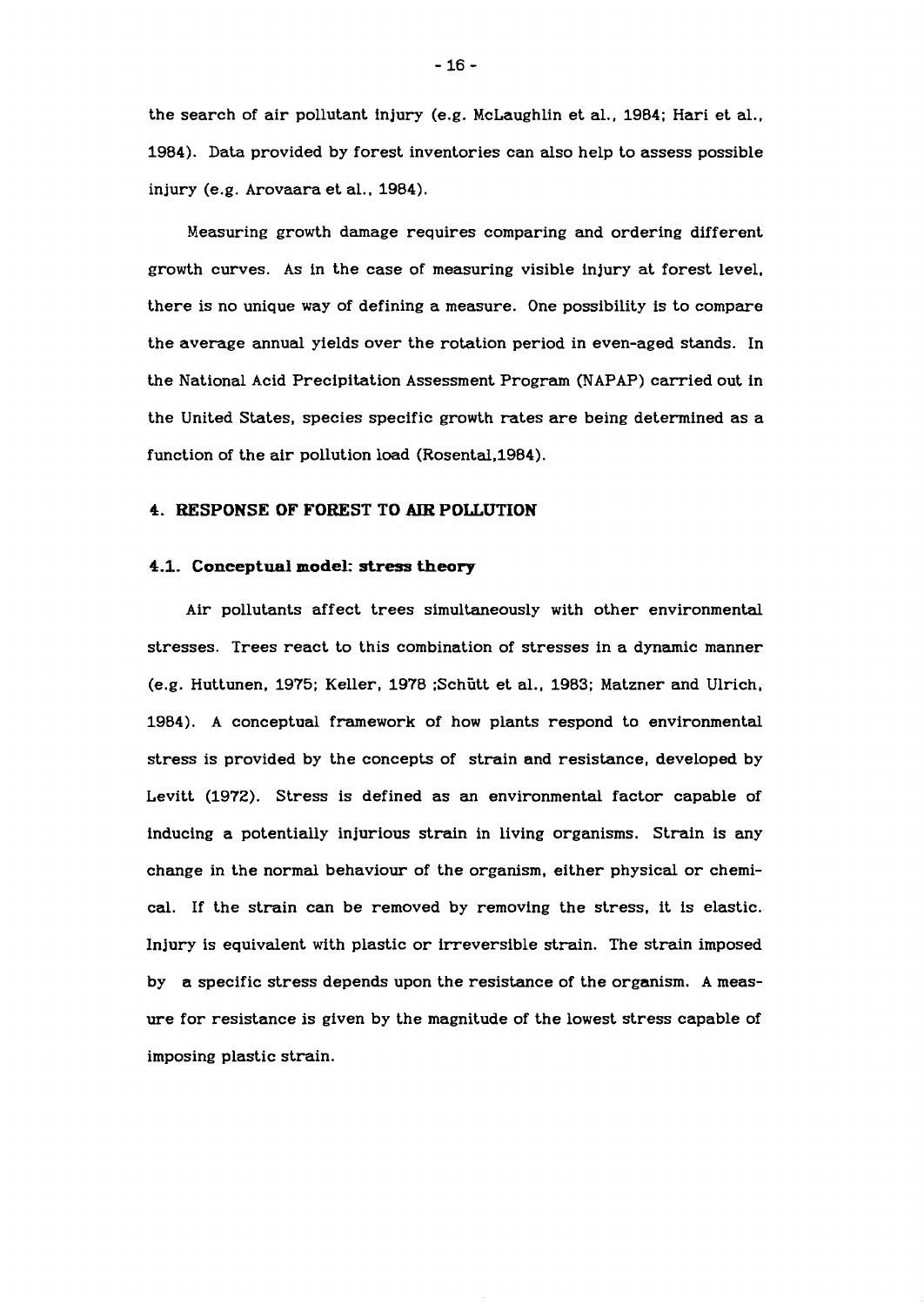the search of air pollutant injury (e.g. McLaughlin et al., 1984; Hari et al., 1984). Data provided by forest inventories can also help to assess possible injury (e.g. Arovaara et al., 1984).

Measuring growth damage requires comparing and ordering different growth curves. As in the case of measuring visible injury at forest level, there is no unique way of defining a measure. One possibility is to compare the average annual yields over the rotation period in even-aged stands. In the National Acid Precipitation Assessment Program (NAPAP) carried out in the United States, species specific growth rates are being determined as a function of the air pollution load (Rosental,1984).

## 4. RESPONSE OF FOREST TO AIR POLLUTION

### 4.1. Conceptual model: stress theory

Air pollutants affect trees simultaneously with other environmental stresses. Trees react to this combination of stresses in a dynamic manner (e.g. Huttunen, 1975; Keller, 1978 ;Schütt et al., 1983; Matzner and Ulrich, 1984). A conceptual framework of how plants respond to environmental stress is provided by the concepts of strain and resistance, developed by Levitt (1972). Stress is defined as an environmental factor capable of inducing a potentially injurious strain in living organisms. Strain is any change in the normal behaviour of the organism, either physical or chemical. If the strain can be removed by removing the stress, it is elastic. Injury is equivalent with plastic or irreversible strain. The strain imposed by a specific stress depends upon the resistance of the organism. A measure for resistance is given by the magnitude of the lowest stress capable of imposing plastic strain.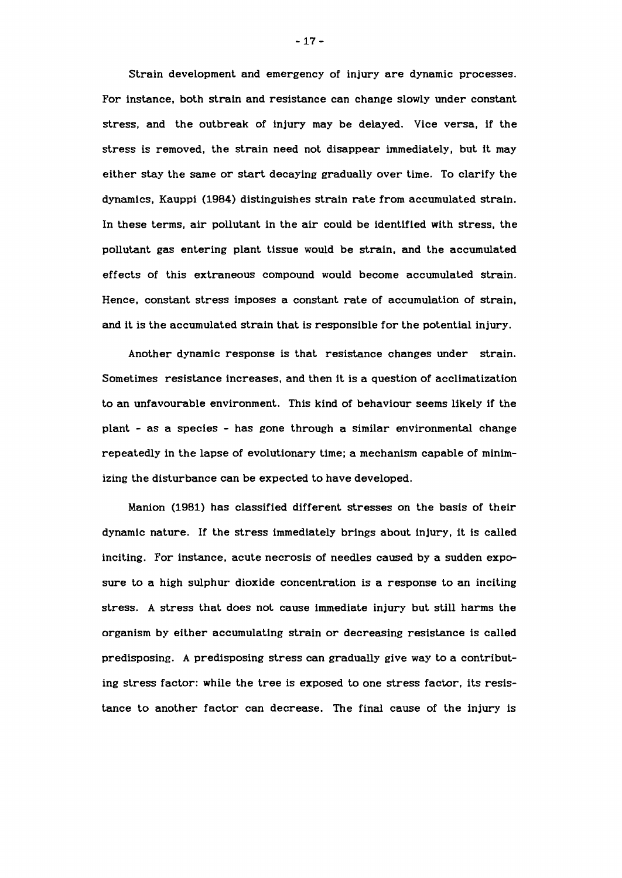Strain development and emergency of injury are dynamic processes. For instance, both strain and resistance can change slowly under constant stress, and the outbreak of injury may be delayed. Vice versa, if the stress is removed, the strain need not disappear immediately, but it may either stay the same or start decaying gradually over time. To clarify the dynamics, Kauppi (1984) distinguishes strain rate from accumulated strain. In these terms, air pollutant in the air could be identified with stress, the pollutant gas entering plant tissue would be strain, and the accumulated effects of this extraneous compound would become accumulated strain. Hence, constant stress imposes a constant rate of accumulation of strain, and it is the accumulated strain that is responsible for the potential injury.

Another dynamic response is that resistance changes under strain. Sometimes resistance increases, and then it is a question of acclimatization to an unfavourable environment. This kind of behaviour seems likely if the plant - as a species - has gone through a similar environmental change repeatedly in the lapse of evolutionary time; a mechanism capable of minimizing the disturbance can be expected to have developed.

Manion (1981) has classified different stresses on the basis of their dynamic nature. If the stress immediately brings about injury, it is called inciting. For instance, acute necrosis of needles caused by a sudden exposure to a high sulphur dioxide concentration is a response to an inciting stress. A stress that does not cause immediate injury but still harms the organism by either accumulating strain or decreasing resistance is called predisposing. A predisposing stress can gradually give way to a contributing stress factor: while the tree is exposed to one stress factor, its resistance to another factor can decrease. The final cause of the injury is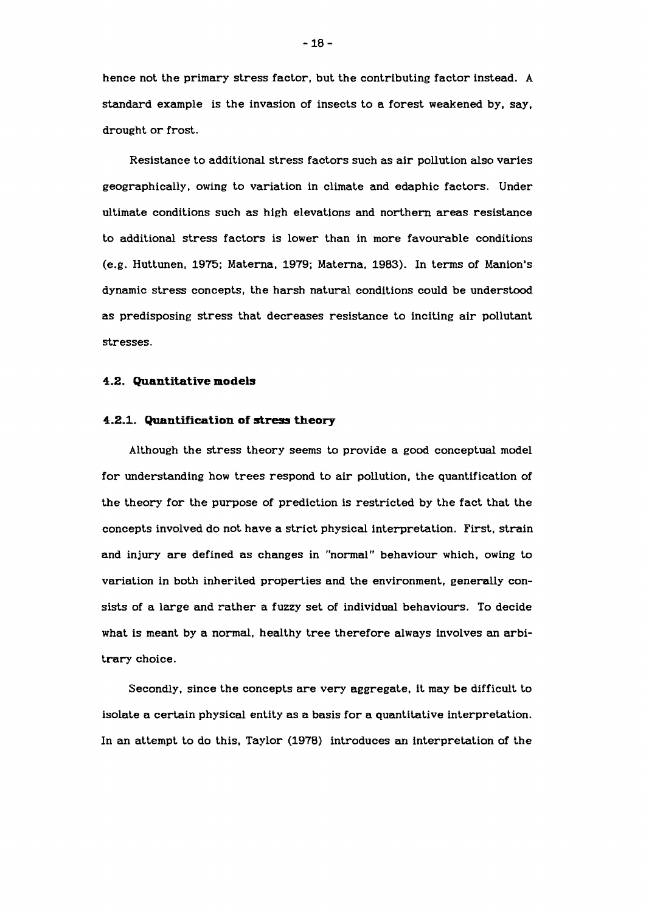hence not the primary stress factor, but the contributing factor instead. A standard example is the invasion of insects to a forest weakened by, say, drought or frost.

Resistance to additional stress factors such as air pollution also varies geographically, owing to variation in climate and edaphic factors. Under ultimate conditions such as high elevations and northern areas resistance to additional stress factors is lower than in more favourable conditions (e.g. Huttunen, 1975; Materna, 1979; Materna, 1983). In terms of Manion's dynamic stress concepts, the harsh natural conditions could be understood as predisposing stress that decreases resistance to inciting air pollutant stresses.

## 4.2. Quantitative models

### 4.2.1. Quantification of stress theory

Although the stress theory seems to provide a good conceptual model for understanding how trees respond to air pollution, the quantification of the theory for the purpose of prediction is restricted by the fact that the concepts involved do not have a strict physical interpretation. First, strain and injury are defined as changes in "normal" behaviour which, owing to variation in both inherited properties and the environment, generally consists of a large and rather a fuzzy set of individual behaviours. To decide what is meant by a normal, healthy tree therefore always involves an arbitrary choice.

Secondly, since the concepts are very aggregate, it may be difficult to isolate a certain physical entity as a basis for a quantitative interpretation. In an attempt to do this, Taylor (1978) introduces an interpretation of the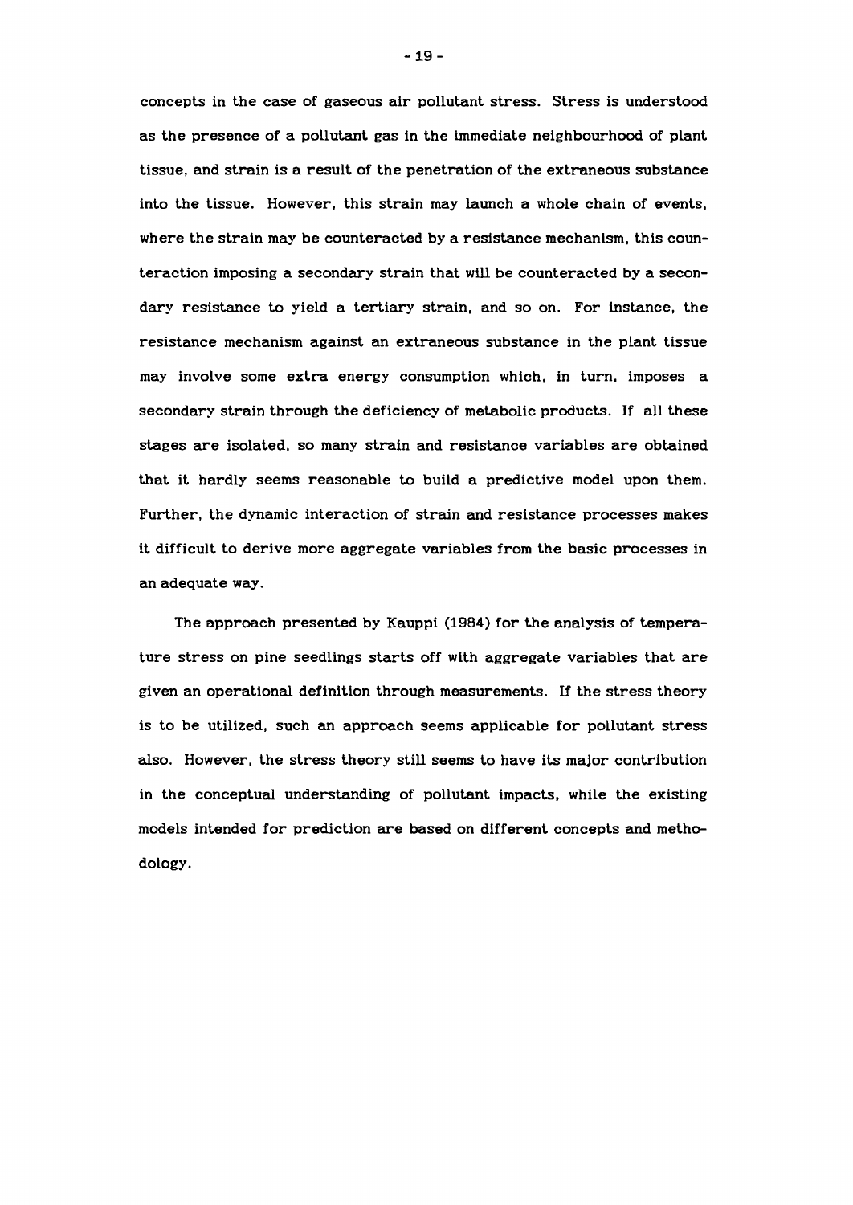concepts in the case of gaseous air pollutant stress. Stress is understood as the presence of a pollutant gas in the immediate neighbourhood of plant tissue, and strain is a result of the penetration of the extraneous substance into the tissue. However, this strain may launch a whole chain of events, where the strain may be counteracted by a resistance mechanism, this counteraction imposing a secondary strain that will be counteracted by a secondary resistance to yield a tertiary strain, and so on. For instance, the resistance mechanism against an extraneous substance in the plant tissue may involve some extra energy consumption which, in turn, imposes a secondary strain through the deficiency of metabolic products. If all these stages are isolated, so many strain and resistance variables are obtained that it hardly seems reasonable to build a predictive model upon them. Further, the dynamic interaction of strain and resistance processes makes it difficult to derive more aggregate variables from the basic processes in an adequate way.

The approach presented by Kauppi (1984) for the analysis of temperature stress on pine seedlings starts off with aggregate variables that are given an operational definition through measurements. If the stress theory is to be utilized, such an approach seems applicable for pollutant stress also. However, the stress theory still seems to have its major contribution in the conceptual understanding of pollutant impacts, while the existing models intended for prediction are based on different concepts and methodology.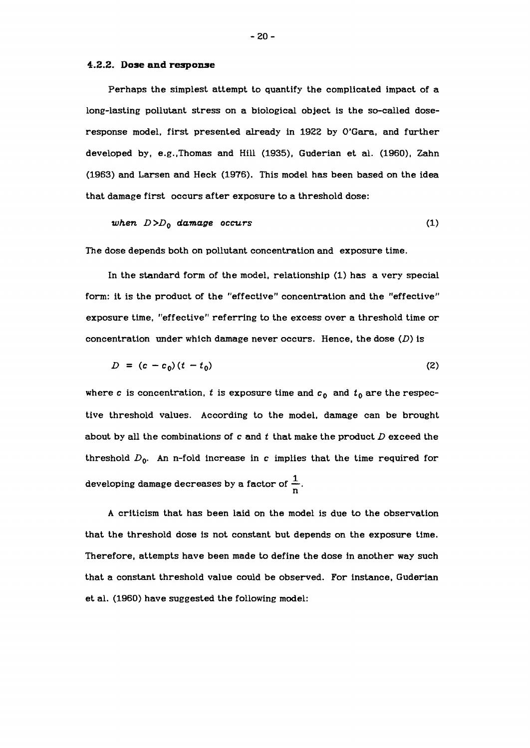### 4.2.2. Dose and response

Perhaps the simplest attempt to quantify the complicated impact of a long-lasting pollutant stress on a biological object is the so-called dose-response model, first presented already in 1922 by O'Gara, and further developed by, e.g.,Thomas and Hill (1935), Guderian et al. (1960), Zahn (1963) and Larsen and Heck (1976). This model has been based on the idea that damage first occurs after exposure to a threshold dose:

$$\textit{when } D > D_0 \textit{ damage occurs} \tag{1}$$

The dose depends both on pollutant concentration and exposure time.

In the standard form of the model, relationship (1) has a very special form: it is the product of the "effective" concentration and the "effective" exposure time, "effective" referring to the excess over a threshold time or concentration under which damage never occurs. Hence, the dose ($D$) is

$$D = (c - c_0)(t - t_0) \tag{2}$$

where $c$ is concentration, $t$ is exposure time and $c_0$ and $t_0$ are the respective threshold values. According to the model, damage can be brought about by all the combinations of $c$ and $t$ that make the product $D$ exceed the threshold $D_0$. An n-fold increase in $c$ implies that the time required for developing damage decreases by a factor of $\frac{1}{n}$.

A criticism that has been laid on the model is due to the observation that the threshold dose is not constant but depends on the exposure time. Therefore, attempts have been made to define the dose in another way such that a constant threshold value could be observed. For instance, Guderian et al. (1960) have suggested the following model: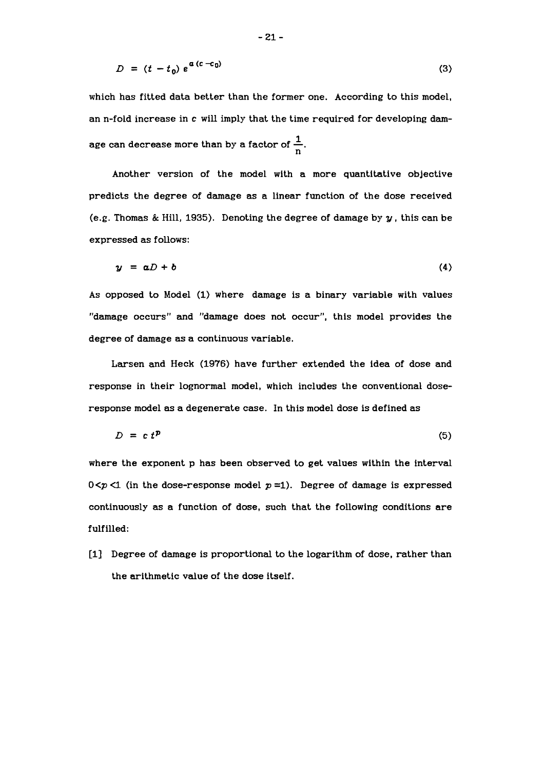$$D = (t - t_0)\, e^{a(c - c_0)} \tag{3}$$

which has fitted data better than the former one. According to this model, an n-fold increase in c will imply that the time required for developing damage can decrease more than by a factor of $\frac{1}{n}$.

Another version of the model with a more quantitative objective predicts the degree of damage as a linear function of the dose received (e.g. Thomas & Hill, 1935). Denoting the degree of damage by $y$, this can be expressed as follows:

$$y = aD + b \tag{4}$$

As opposed to Model (1) where damage is a binary variable with values "damage occurs" and "damage does not occur", this model provides the degree of damage as a continuous variable.

Larsen and Heck (1976) have further extended the idea of dose and response in their lognormal model, which includes the conventional dose-response model as a degenerate case. In this model dose is defined as

$$D = c\, t^p \tag{5}$$

where the exponent p has been observed to get values within the interval $0 < p < 1$ (in the dose-response model $p = 1$). Degree of damage is expressed continuously as a function of dose, such that the following conditions are fulfilled:

[1] Degree of damage is proportional to the logarithm of dose, rather than the arithmetic value of the dose itself.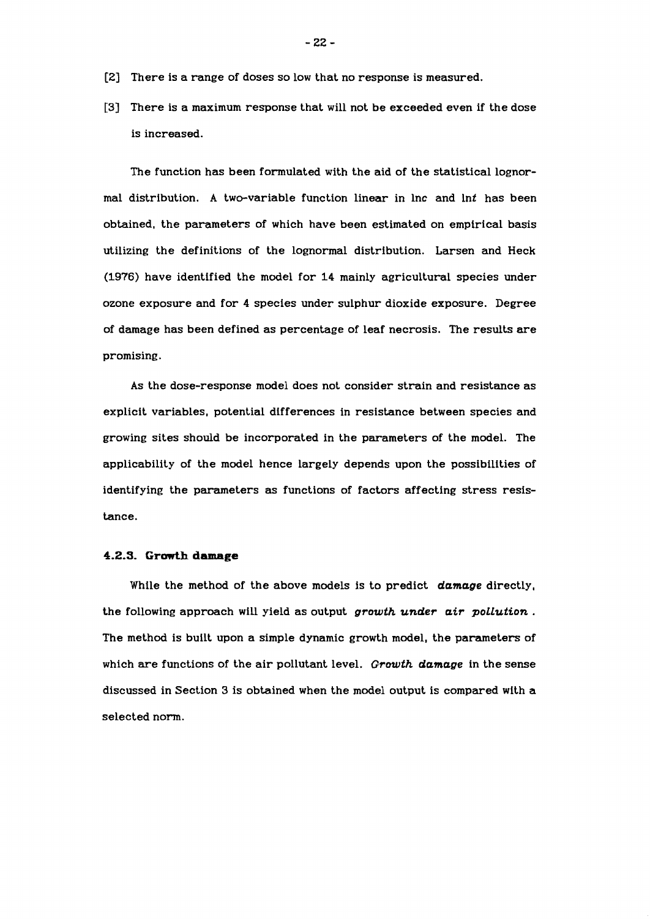[2] There is a range of doses so low that no response is measured.

[3] There is a maximum response that will not be exceeded even if the dose is increased.

The function has been formulated with the aid of the statistical lognormal distribution. A two-variable function linear in $\ln c$ and $\ln t$ has been obtained, the parameters of which have been estimated on empirical basis utilizing the definitions of the lognormal distribution. Larsen and Heck (1976) have identified the model for 14 mainly agricultural species under ozone exposure and for 4 species under sulphur dioxide exposure. Degree of damage has been defined as percentage of leaf necrosis. The results are promising.

As the dose-response model does not consider strain and resistance as explicit variables, potential differences in resistance between species and growing sites should be incorporated in the parameters of the model. The applicability of the model hence largely depends upon the possibilities of identifying the parameters as functions of factors affecting stress resistance.

### 4.2.3. Growth damage

While the method of the above models is to predict ***damage*** directly, the following approach will yield as output ***growth under air pollution***. The method is built upon a simple dynamic growth model, the parameters of which are functions of the air pollutant level. *Growth damage* in the sense discussed in Section 3 is obtained when the model output is compared with a selected norm.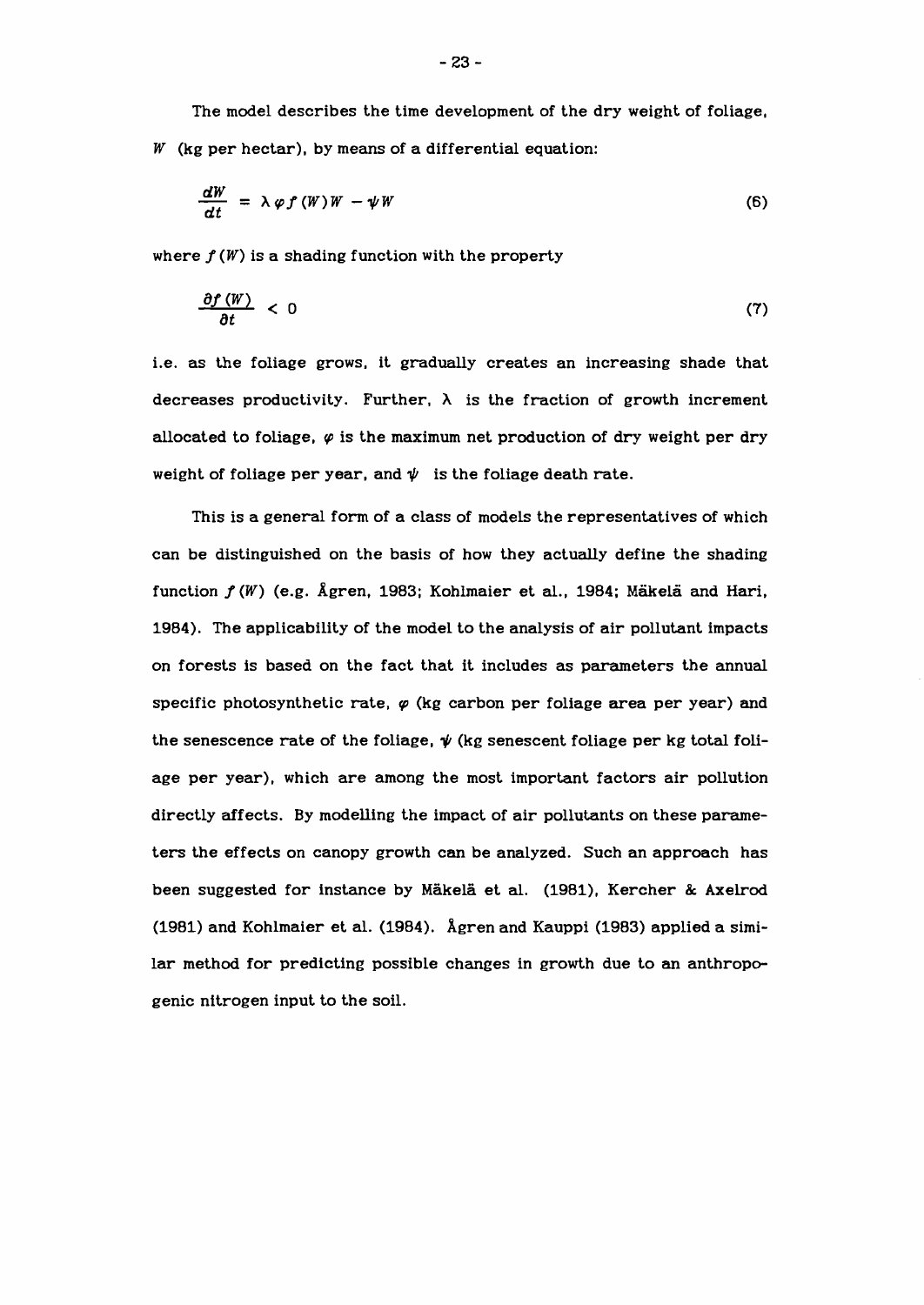The model describes the time development of the dry weight of foliage, $W$ (kg per hectar), by means of a differential equation:

$$\frac{dW}{dt} = \lambda \varphi f(W) W - \psi W \tag{6}$$

where $f(W)$ is a shading function with the property

$$\frac{\partial f(W)}{\partial t} < 0 \tag{7}$$

i.e. as the foliage grows, it gradually creates an increasing shade that decreases productivity. Further, $\lambda$ is the fraction of growth increment allocated to foliage, $\varphi$ is the maximum net production of dry weight per dry weight of foliage per year, and $\psi$ is the foliage death rate.

This is a general form of a class of models the representatives of which can be distinguished on the basis of how they actually define the shading function $f(W)$ (e.g. Ågren, 1983; Kohlmaier et al., 1984; Mäkelä and Hari, 1984). The applicability of the model to the analysis of air pollutant impacts on forests is based on the fact that it includes as parameters the annual specific photosynthetic rate, $\varphi$ (kg carbon per foliage area per year) and the senescence rate of the foliage, $\psi$ (kg senescent foliage per kg total foliage per year), which are among the most important factors air pollution directly affects. By modelling the impact of air pollutants on these parameters the effects on canopy growth can be analyzed. Such an approach has been suggested for instance by Mäkelä et al. (1981), Kercher & Axelrod (1981) and Kohlmaier et al. (1984). Ågren and Kauppi (1983) applied a similar method for predicting possible changes in growth due to an anthropogenic nitrogen input to the soil.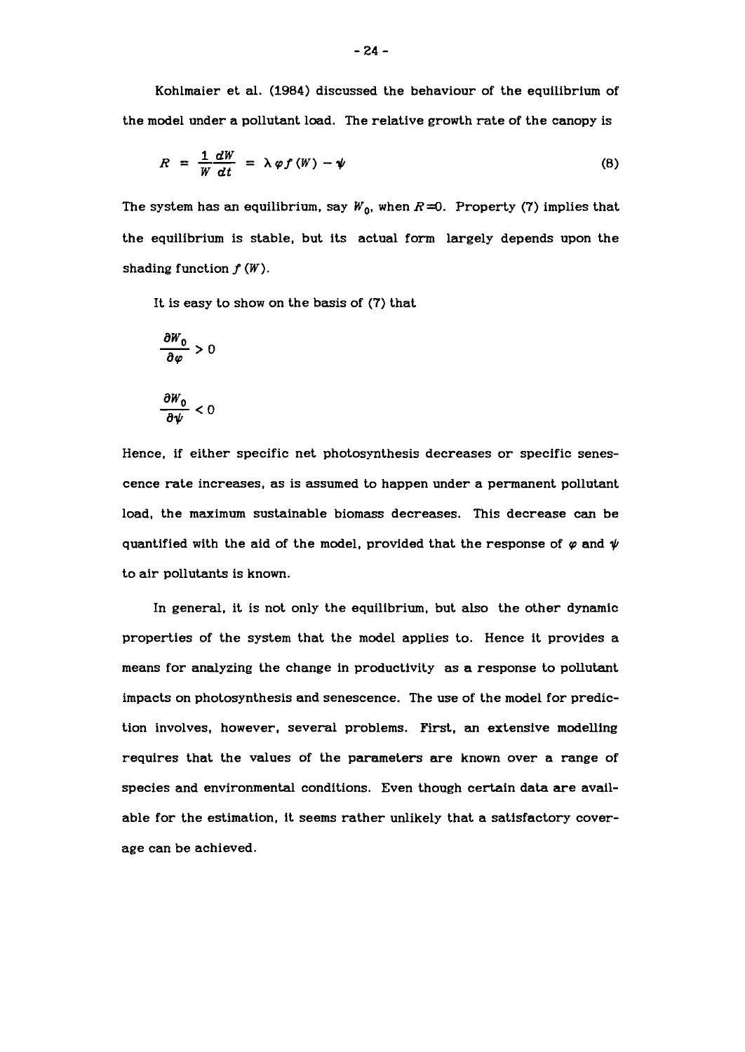Kohlmaier et al. (1984) discussed the behaviour of the equilibrium of the model under a pollutant load. The relative growth rate of the canopy is

$$R = \frac{1}{W}\frac{dW}{dt} = \lambda \varphi f(W) - \psi \tag{8}$$

The system has an equilibrium, say $W_0$, when $R=0$. Property (7) implies that the equilibrium is stable, but its actual form largely depends upon the shading function $f(W)$.

It is easy to show on the basis of (7) that

$$\frac{\partial W_0}{\partial \varphi} > 0$$

$$\frac{\partial W_0}{\partial \psi} < 0$$

Hence, if either specific net photosynthesis decreases or specific senescence rate increases, as is assumed to happen under a permanent pollutant load, the maximum sustainable biomass decreases. This decrease can be quantified with the aid of the model, provided that the response of $\varphi$ and $\psi$ to air pollutants is known.

In general, it is not only the equilibrium, but also the other dynamic properties of the system that the model applies to. Hence it provides a means for analyzing the change in productivity as a response to pollutant impacts on photosynthesis and senescence. The use of the model for prediction involves, however, several problems. First, an extensive modelling requires that the values of the parameters are known over a range of species and environmental conditions. Even though certain data are available for the estimation, it seems rather unlikely that a satisfactory coverage can be achieved.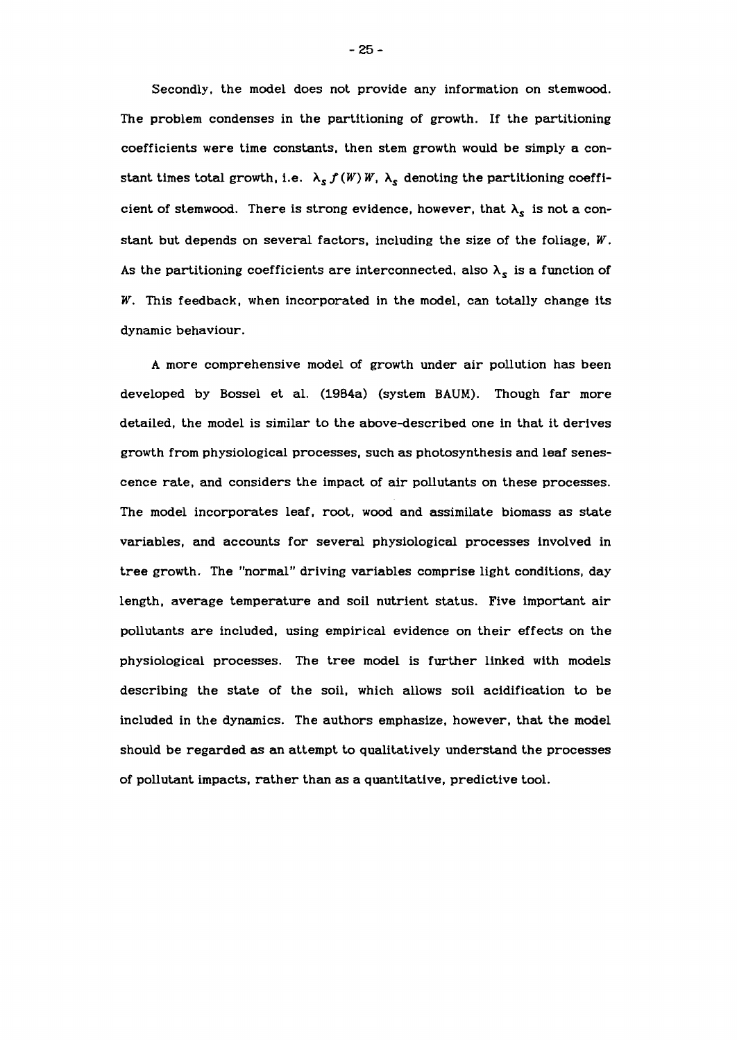Secondly, the model does not provide any information on stemwood. The problem condenses in the partitioning of growth. If the partitioning coefficients were time constants, then stem growth would be simply a constant times total growth, i.e. $\lambda_s f(W) W$, $\lambda_s$ denoting the partitioning coefficient of stemwood. There is strong evidence, however, that $\lambda_s$ is not a constant but depends on several factors, including the size of the foliage, $W$. As the partitioning coefficients are interconnected, also $\lambda_s$ is a function of $W$. This feedback, when incorporated in the model, can totally change its dynamic behaviour.

A more comprehensive model of growth under air pollution has been developed by Bossel et al. (1984a) (system BAUM). Though far more detailed, the model is similar to the above-described one in that it derives growth from physiological processes, such as photosynthesis and leaf senescence rate, and considers the impact of air pollutants on these processes. The model incorporates leaf, root, wood and assimilate biomass as state variables, and accounts for several physiological processes involved in tree growth. The "normal" driving variables comprise light conditions, day length, average temperature and soil nutrient status. Five important air pollutants are included, using empirical evidence on their effects on the physiological processes. The tree model is further linked with models describing the state of the soil, which allows soil acidification to be included in the dynamics. The authors emphasize, however, that the model should be regarded as an attempt to qualitatively understand the processes of pollutant impacts, rather than as a quantitative, predictive tool.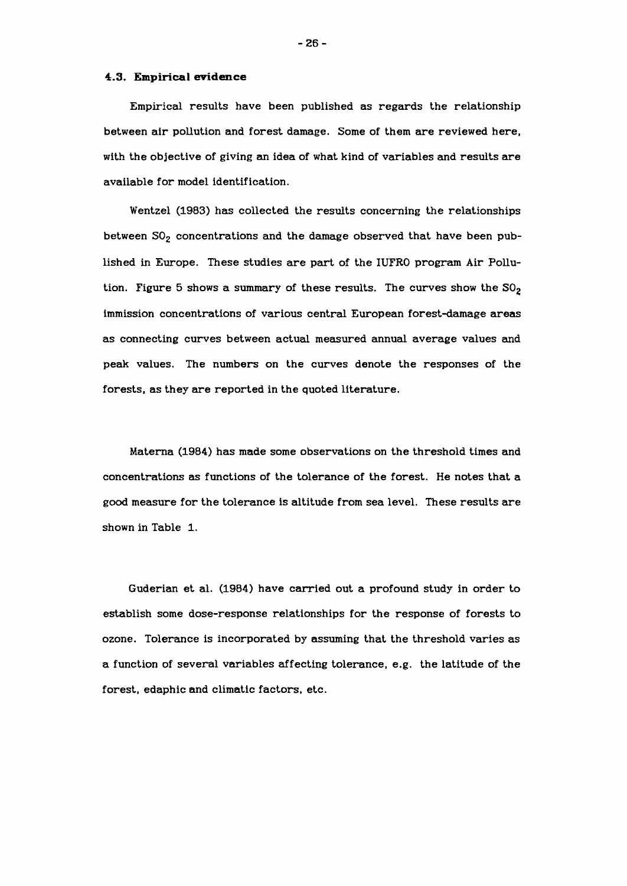### 4.3. Empirical evidence

Empirical results have been published as regards the relationship between air pollution and forest damage. Some of them are reviewed here, with the objective of giving an idea of what kind of variables and results are available for model identification.

Wentzel (1983) has collected the results concerning the relationships between $SO_2$ concentrations and the damage observed that have been published in Europe. These studies are part of the IUFRO program Air Pollution. Figure 5 shows a summary of these results. The curves show the $SO_2$ immission concentrations of various central European forest-damage areas as connecting curves between actual measured annual average values and peak values. The numbers on the curves denote the responses of the forests, as they are reported in the quoted literature.

Materna (1984) has made some observations on the threshold times and concentrations as functions of the tolerance of the forest. He notes that a good measure for the tolerance is altitude from sea level. These results are shown in Table 1.

Guderian et al. (1984) have carried out a profound study in order to establish some dose-response relationships for the response of forests to ozone. Tolerance is incorporated by assuming that the threshold varies as a function of several variables affecting tolerance, e.g. the latitude of the forest, edaphic and climatic factors, etc.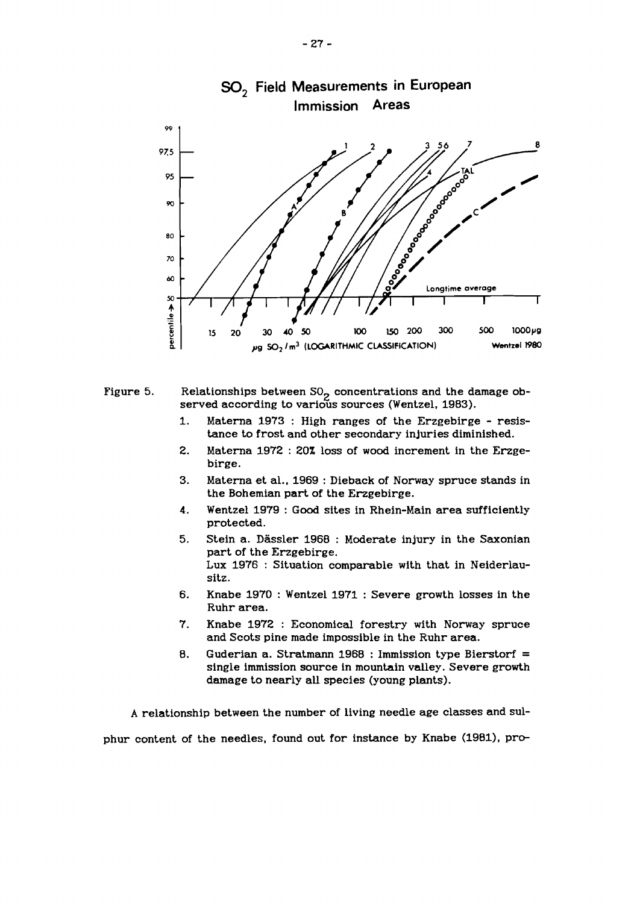## $SO_2$ Field Measurements in European Immission Areas

Figure 5. Relationships between $SO_2$ concentrations and the damage observed according to various sources (Wentzel, 1983).

1. Materna 1973 : High ranges of the Erzgebirge - resistance to frost and other secondary injuries diminished.
2. Materna 1972 : 20% loss of wood increment in the Erzgebirge.
3. Materna et al., 1969 : Dieback of Norway spruce stands in the Bohemian part of the Erzgebirge.
4. Wentzel 1979 : Good sites in Rhein-Main area sufficiently protected.
5. Stein a. Dässler 1968 : Moderate injury in the Saxonian part of the Erzgebirge.
   Lux 1976 : Situation comparable with that in Neiderlausitz.
6. Knabe 1970 : Wentzel 1971 : Severe growth losses in the Ruhr area.
7. Knabe 1972 : Economical forestry with Norway spruce and Scots pine made impossible in the Ruhr area.
8. Guderian a. Stratmann 1968 : Immission type Bierstorf = single immission source in mountain valley. Severe growth damage to nearly all species (young plants).

A relationship between the number of living needle age classes and sulphur content of the needles, found out for instance by Knabe (1981), pro-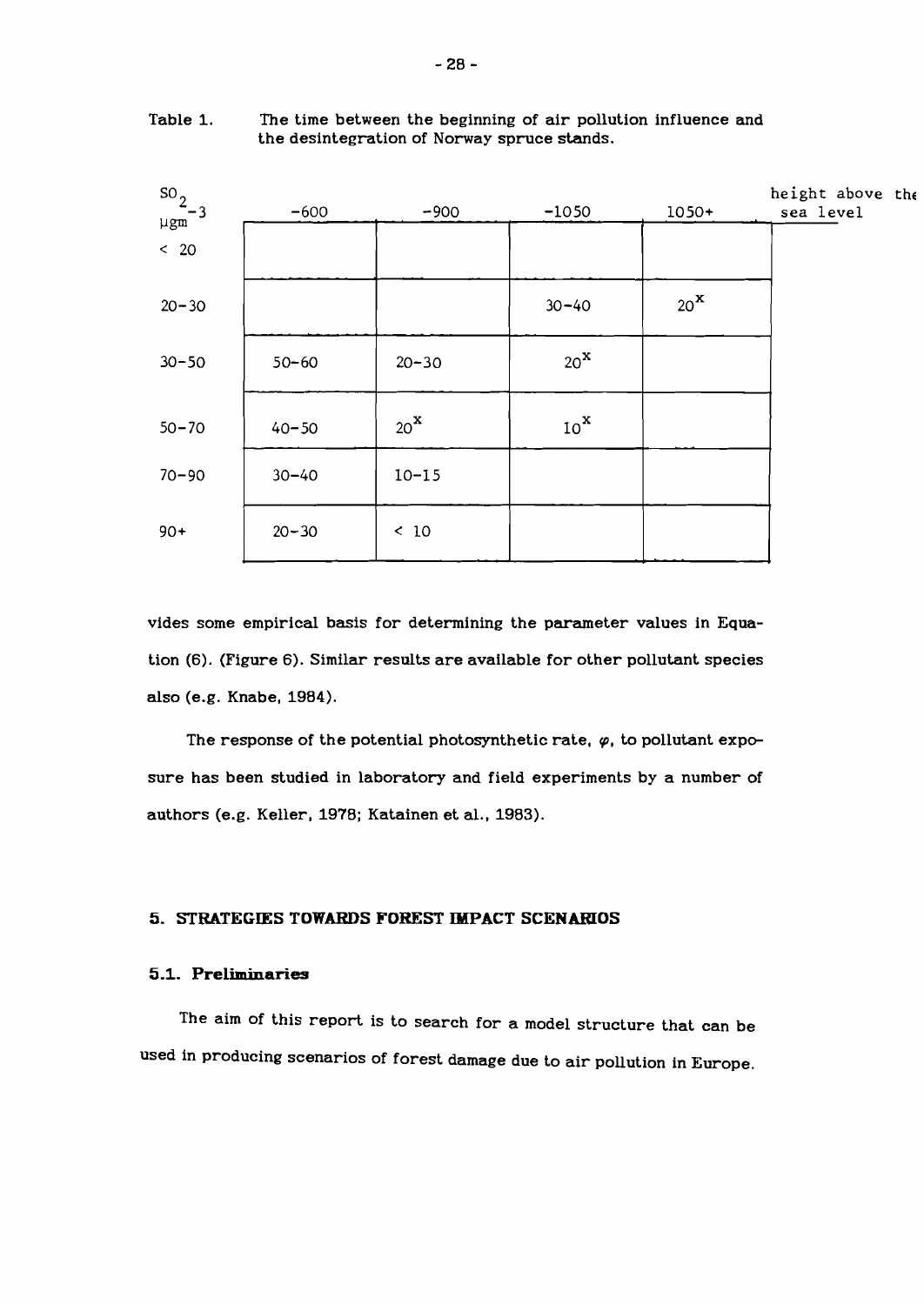Table 1. The time between the beginning of air pollution influence and the desintegration of Norway spruce stands.

| $SO_2$ $\mu gm^{-3}$ | -600 | -900 | -1050 | 1050+ | height above the sea level |
|---|---|---|---|---|---|
| < 20 | | | | | |
| 20-30 | | | 30-40 | $20^x$ | |
| 30-50 | 50-60 | 20-30 | $20^x$ | | |
| 50-70 | 40-50 | $20^x$ | $10^x$ | | |
| 70-90 | 30-40 | 10-15 | | | |
| 90+ | 20-30 | < 10 | | | |

vides some empirical basis for determining the parameter values in Equation (6). (Figure 6). Similar results are available for other pollutant species also (e.g. Knabe, 1984).

The response of the potential photosynthetic rate, $\varphi$, to pollutant exposure has been studied in laboratory and field experiments by a number of authors (e.g. Keller, 1978; Katainen et al., 1983).

## 5. STRATEGIES TOWARDS FOREST IMPACT SCENARIOS

### 5.1. Preliminaries

The aim of this report is to search for a model structure that can be used in producing scenarios of forest damage due to air pollution in Europe.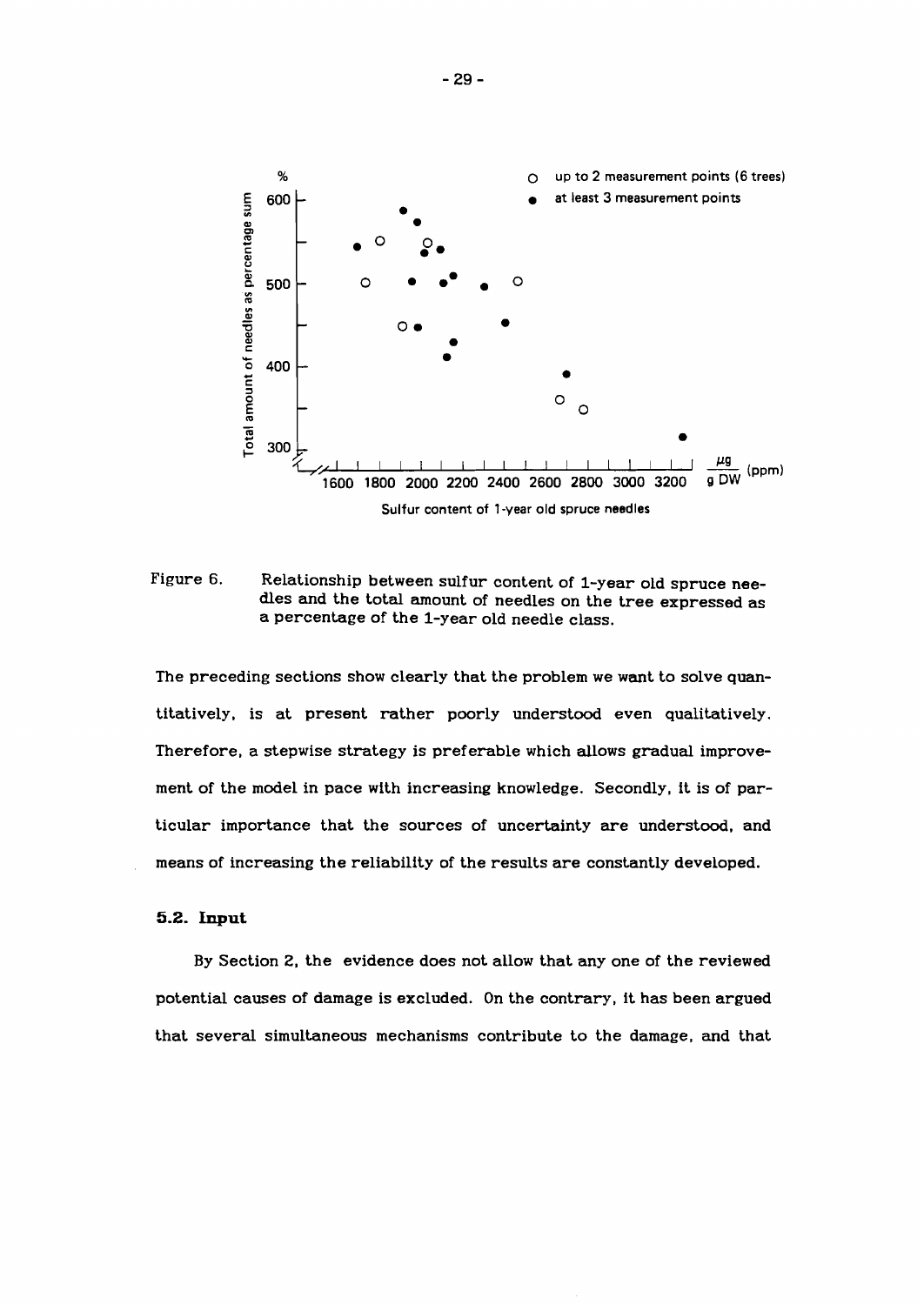Figure 6. Relationship between sulfur content of 1-year old spruce needles and the total amount of needles on the tree expressed as a percentage of the 1-year old needle class.

The preceding sections show clearly that the problem we want to solve quantitatively, is at present rather poorly understood even qualitatively. Therefore, a stepwise strategy is preferable which allows gradual improvement of the model in pace with increasing knowledge. Secondly, it is of particular importance that the sources of uncertainty are understood, and means of increasing the reliability of the results are constantly developed.

### 5.2. Input

By Section 2, the evidence does not allow that any one of the reviewed potential causes of damage is excluded. On the contrary, it has been argued that several simultaneous mechanisms contribute to the damage, and that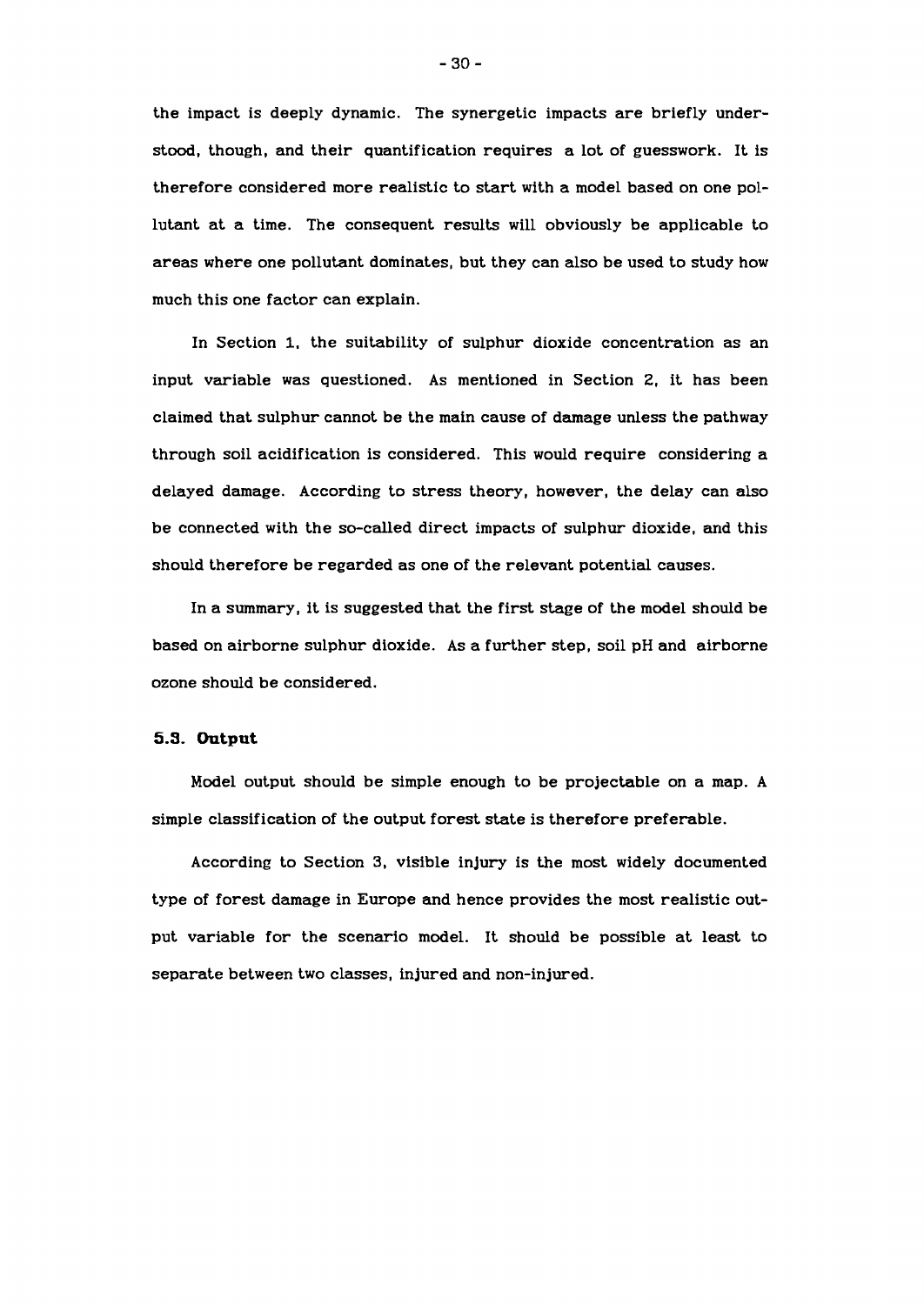the impact is deeply dynamic. The synergetic impacts are briefly understood, though, and their quantification requires a lot of guesswork. It is therefore considered more realistic to start with a model based on one pollutant at a time. The consequent results will obviously be applicable to areas where one pollutant dominates, but they can also be used to study how much this one factor can explain.

In Section 1, the suitability of sulphur dioxide concentration as an input variable was questioned. As mentioned in Section 2, it has been claimed that sulphur cannot be the main cause of damage unless the pathway through soil acidification is considered. This would require considering a delayed damage. According to stress theory, however, the delay can also be connected with the so-called direct impacts of sulphur dioxide, and this should therefore be regarded as one of the relevant potential causes.

In a summary, it is suggested that the first stage of the model should be based on airborne sulphur dioxide. As a further step, soil pH and airborne ozone should be considered.

### 5.3. Output

Model output should be simple enough to be projectable on a map. A simple classification of the output forest state is therefore preferable.

According to Section 3, visible injury is the most widely documented type of forest damage in Europe and hence provides the most realistic output variable for the scenario model. It should be possible at least to separate between two classes, injured and non-injured.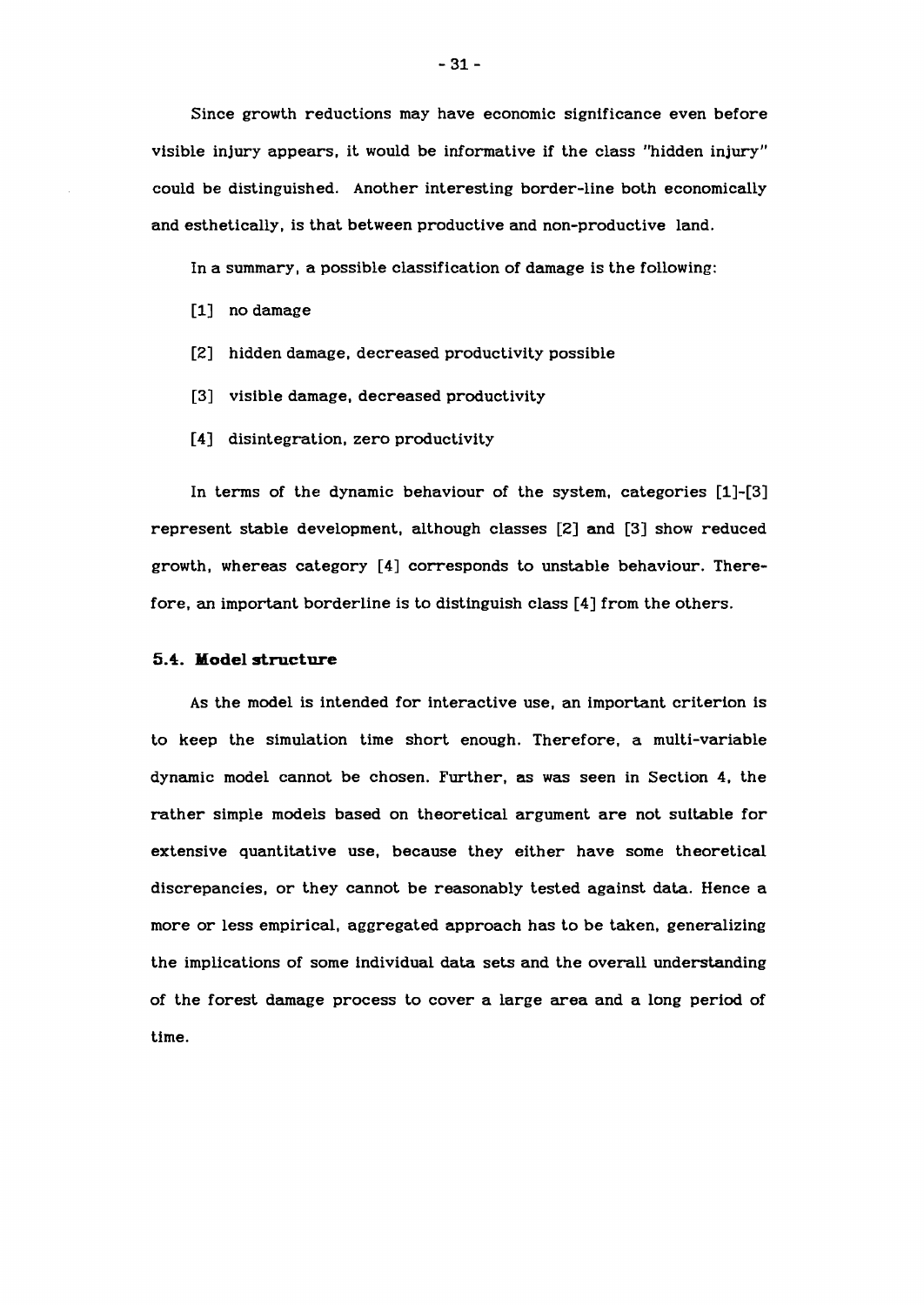Since growth reductions may have economic significance even before visible injury appears, it would be informative if the class "hidden injury" could be distinguished. Another interesting border-line both economically and esthetically, is that between productive and non-productive land.

In a summary, a possible classification of damage is the following:

[1] no damage

[2] hidden damage, decreased productivity possible

[3] visible damage, decreased productivity

[4] disintegration, zero productivity

In terms of the dynamic behaviour of the system, categories [1]-[3] represent stable development, although classes [2] and [3] show reduced growth, whereas category [4] corresponds to unstable behaviour. Therefore, an important borderline is to distinguish class [4] from the others.

### 5.4. Model structure

As the model is intended for interactive use, an important criterion is to keep the simulation time short enough. Therefore, a multi-variable dynamic model cannot be chosen. Further, as was seen in Section 4, the rather simple models based on theoretical argument are not suitable for extensive quantitative use, because they either have some theoretical discrepancies, or they cannot be reasonably tested against data. Hence a more or less empirical, aggregated approach has to be taken, generalizing the implications of some individual data sets and the overall understanding of the forest damage process to cover a large area and a long period of time.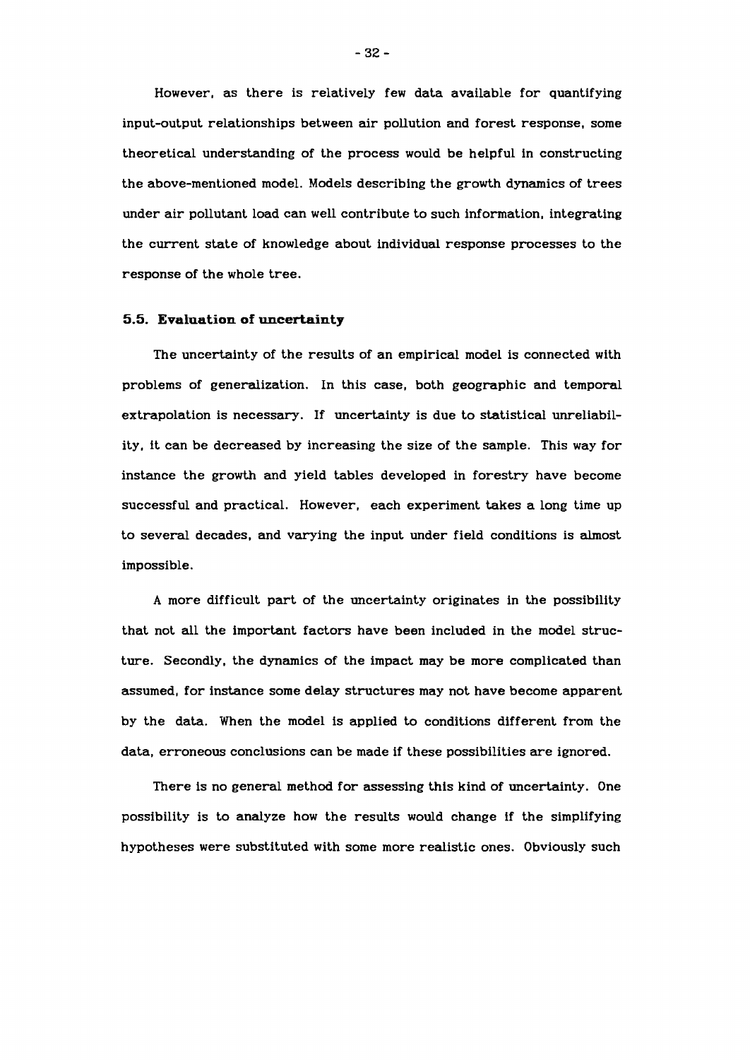However, as there is relatively few data available for quantifying input-output relationships between air pollution and forest response, some theoretical understanding of the process would be helpful in constructing the above-mentioned model. Models describing the growth dynamics of trees under air pollutant load can well contribute to such information, integrating the current state of knowledge about individual response processes to the response of the whole tree.

### 5.5. Evaluation of uncertainty

The uncertainty of the results of an empirical model is connected with problems of generalization. In this case, both geographic and temporal extrapolation is necessary. If uncertainty is due to statistical unreliability, it can be decreased by increasing the size of the sample. This way for instance the growth and yield tables developed in forestry have become successful and practical. However, each experiment takes a long time up to several decades, and varying the input under field conditions is almost impossible.

A more difficult part of the uncertainty originates in the possibility that not all the important factors have been included in the model structure. Secondly, the dynamics of the impact may be more complicated than assumed, for instance some delay structures may not have become apparent by the data. When the model is applied to conditions different from the data, erroneous conclusions can be made if these possibilities are ignored.

There is no general method for assessing this kind of uncertainty. One possibility is to analyze how the results would change if the simplifying hypotheses were substituted with some more realistic ones. Obviously such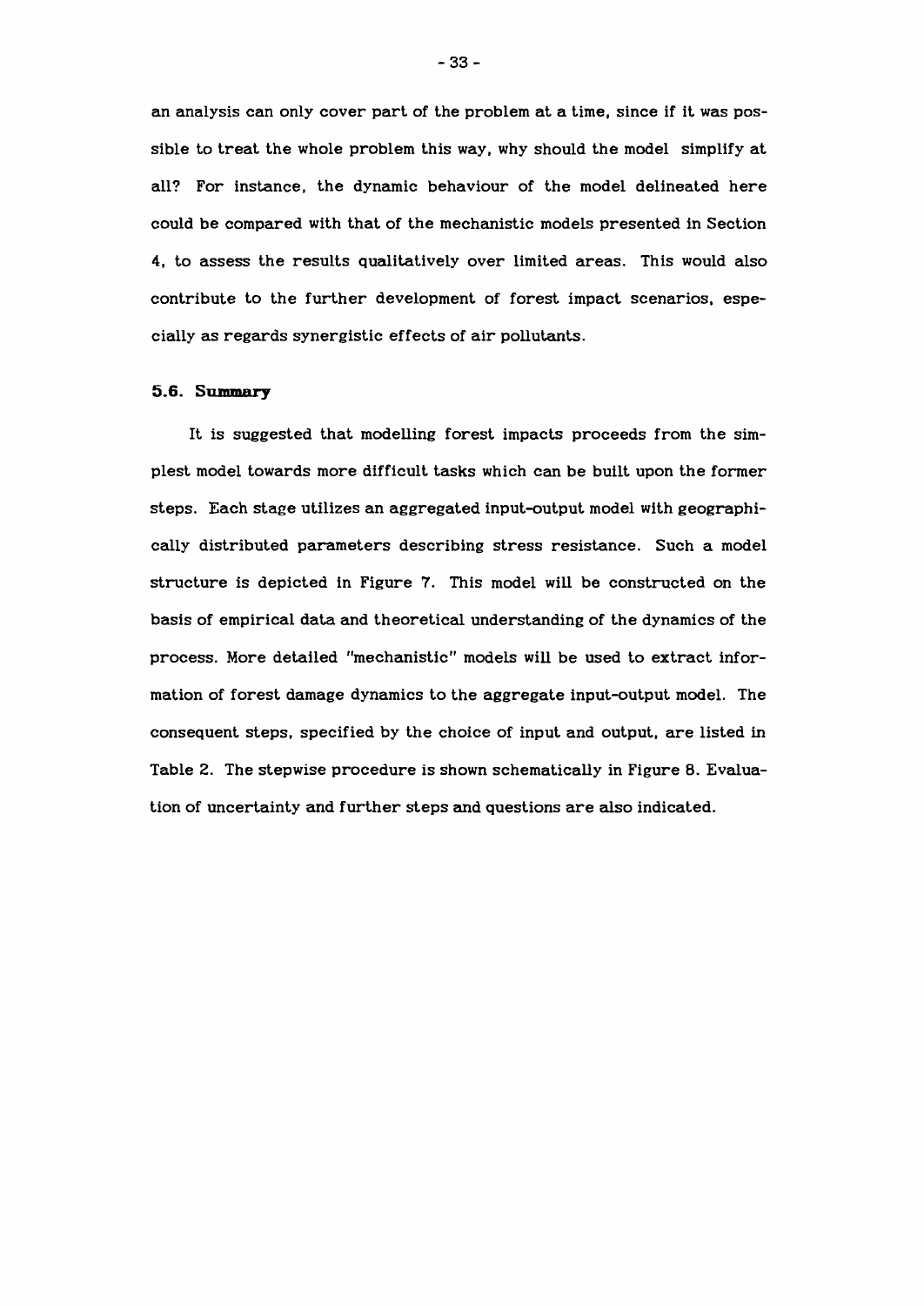an analysis can only cover part of the problem at a time, since if it was possible to treat the whole problem this way, why should the model simplify at all? For instance, the dynamic behaviour of the model delineated here could be compared with that of the mechanistic models presented in Section 4, to assess the results qualitatively over limited areas. This would also contribute to the further development of forest impact scenarios, especially as regards synergistic effects of air pollutants.

### 5.6. Summary

It is suggested that modelling forest impacts proceeds from the simplest model towards more difficult tasks which can be built upon the former steps. Each stage utilizes an aggregated input-output model with geographically distributed parameters describing stress resistance. Such a model structure is depicted in Figure 7. This model will be constructed on the basis of empirical data and theoretical understanding of the dynamics of the process. More detailed "mechanistic" models will be used to extract information of forest damage dynamics to the aggregate input-output model. The consequent steps, specified by the choice of input and output, are listed in Table 2. The stepwise procedure is shown schematically in Figure 8. Evaluation of uncertainty and further steps and questions are also indicated.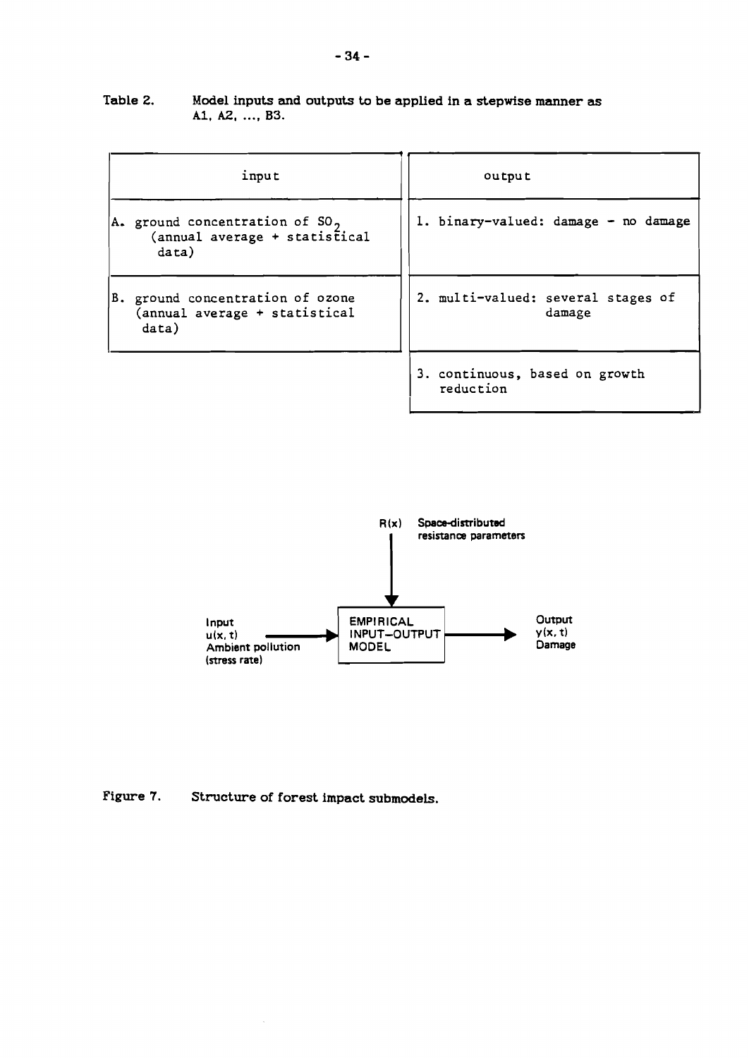Table 2. Model inputs and outputs to be applied in a stepwise manner as A1, A2, ..., B3.

| input | output |
|---|---|
| A. ground concentration of $SO_2$ (annual average + statistical data) | 1. binary-valued: damage - no damage |
| B. ground concentration of ozone (annual average + statistical data) | 2. multi-valued: several stages of damage |
| | 3. continuous, based on growth reduction |

R(x) Space-distributed resistance parameters

Input $u(x, t)$ Ambient pollution (stress rate) → EMPIRICAL INPUT–OUTPUT MODEL → Output $y(x, t)$ Damage

Figure 7. Structure of forest impact submodels.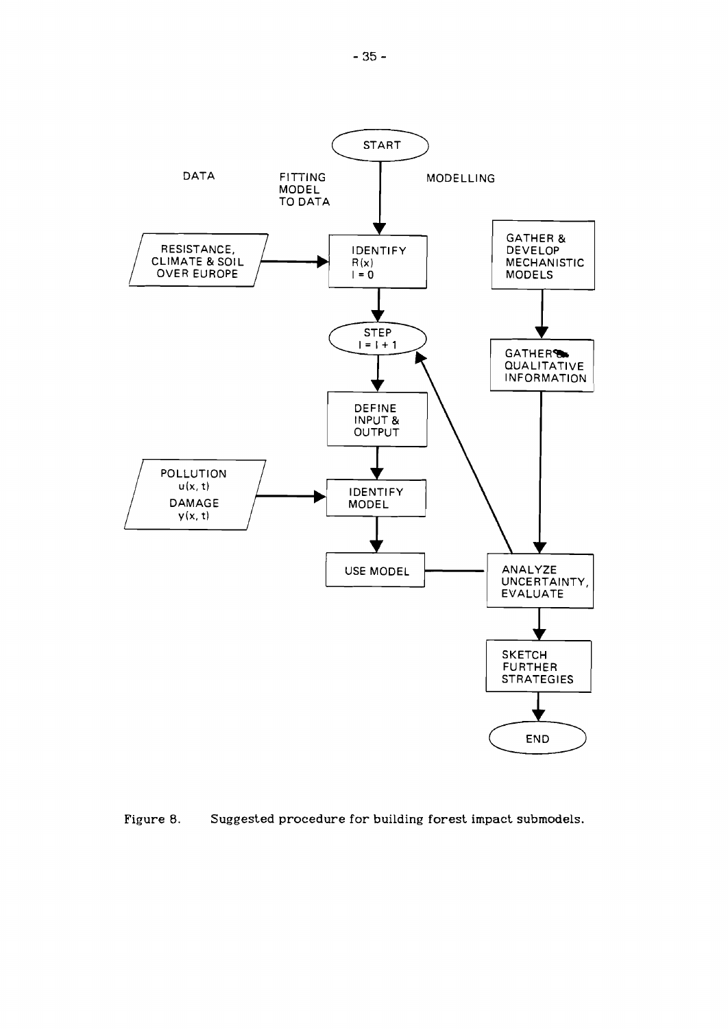DATA

FITTING MODEL TO DATA

MODELLING

START

RESISTANCE, CLIMATE & SOIL OVER EUROPE

IDENTIFY $R(x)$ $I = 0$

GATHER & DEVELOP MECHANISTIC MODELS

STEP $I = I + 1$

GATHER QUALITATIVE INFORMATION

DEFINE INPUT & OUTPUT

POLLUTION $u(x, t)$ DAMAGE $y(x, t)$

IDENTIFY MODEL

USE MODEL

ANALYZE UNCERTAINTY, EVALUATE

SKETCH FURTHER STRATEGIES

END

Figure 8. Suggested procedure for building forest impact submodels.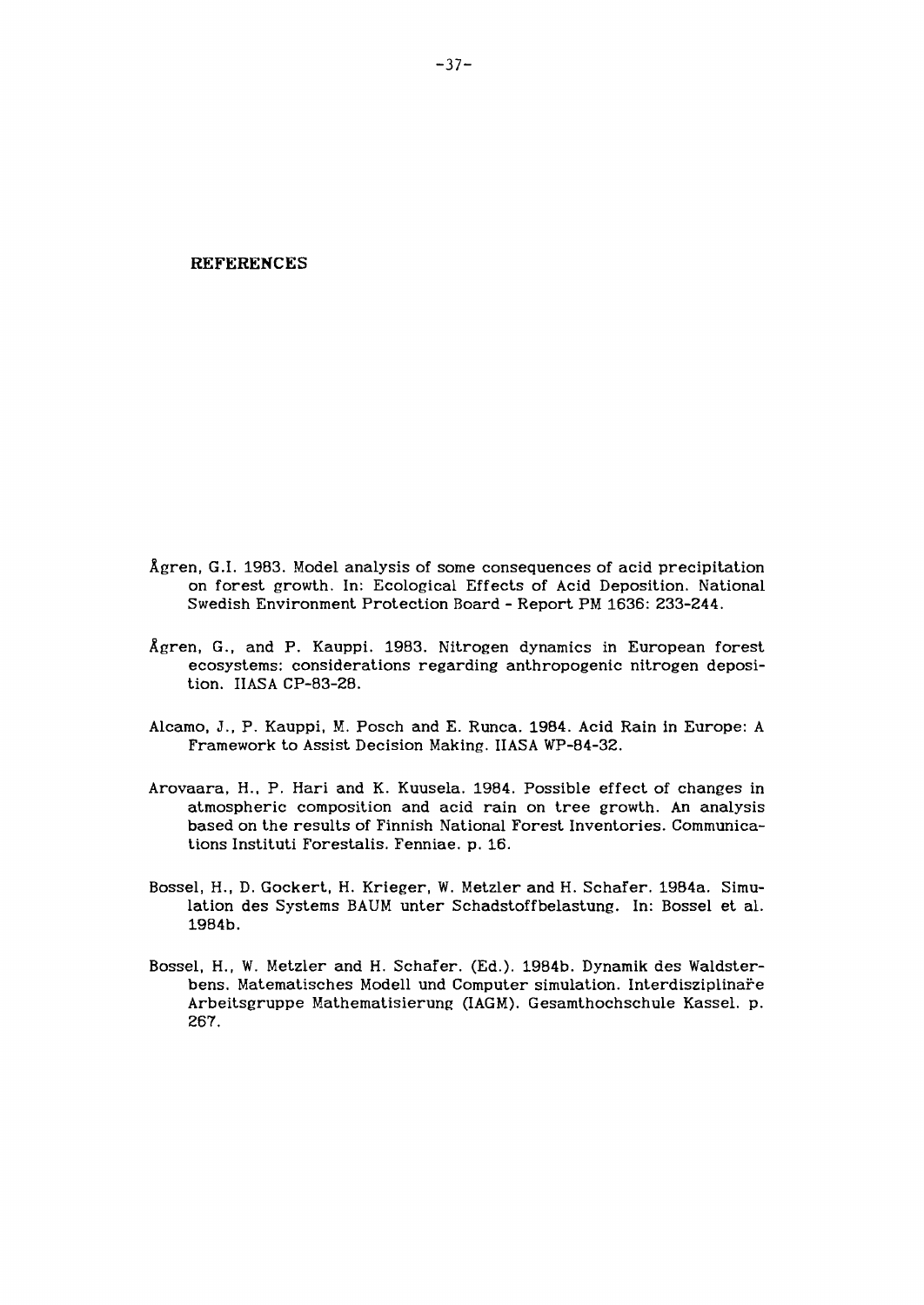# REFERENCES

Ågren, G.I. 1983. Model analysis of some consequences of acid precipitation on forest growth. In: Ecological Effects of Acid Deposition. National Swedish Environment Protection Board - Report PM 1636: 233-244.

Ågren, G., and P. Kauppi. 1983. Nitrogen dynamics in European forest ecosystems: considerations regarding anthropogenic nitrogen deposition. IIASA CP-83-28.

Alcamo, J., P. Kauppi, M. Posch and E. Runca. 1984. Acid Rain in Europe: A Framework to Assist Decision Making. IIASA WP-84-32.

Arovaara, H., P. Hari and K. Kuusela. 1984. Possible effect of changes in atmospheric composition and acid rain on tree growth. An analysis based on the results of Finnish National Forest Inventories. Communications Instituti Forestalis. Fenniae. p. 16.

Bossel, H., D. Gockert, H. Krieger, W. Metzler and H. Schafer. 1984a. Simulation des Systems BAUM unter Schadstoffbelastung. In: Bossel et al. 1984b.

Bossel, H., W. Metzler and H. Schafer. (Ed.). 1984b. Dynamik des Waldsterbens. Matematisches Modell und Computer simulation. Interdisziplinaře Arbeitsgruppe Mathematisierung (IAGM). Gesamthochschule Kassel. p. 267.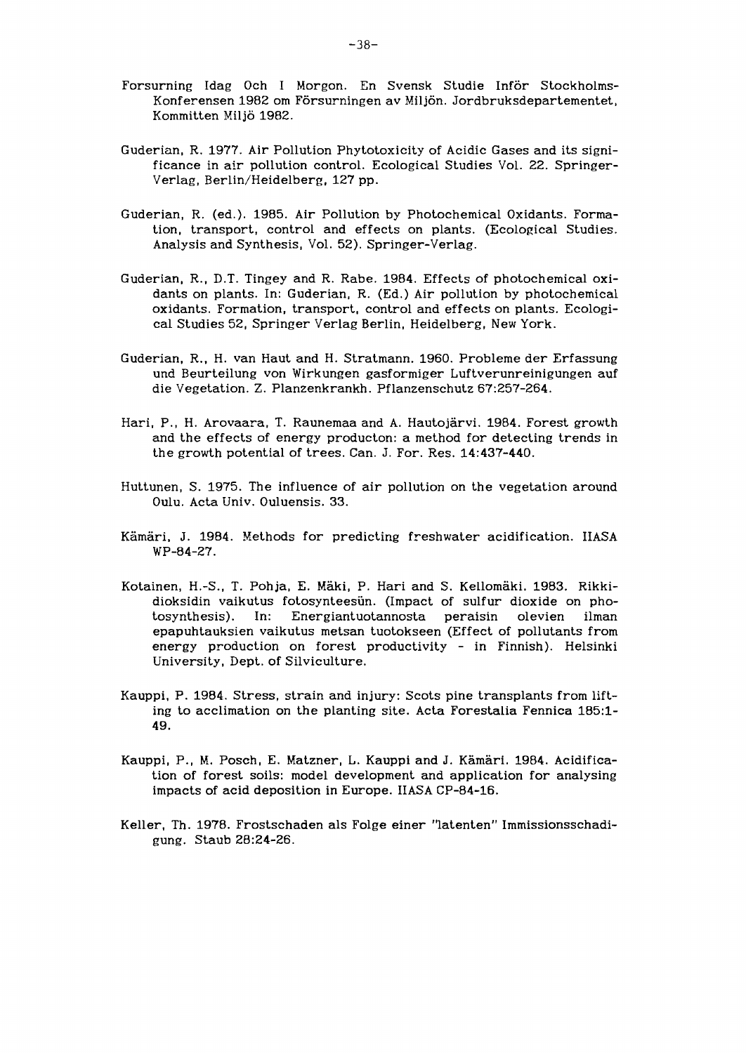Forsurning Idag Och I Morgon. En Svensk Studie Inför Stockholms-Konferensen 1982 om Försurningen av Miljön. Jordbruksdepartementet, Kommitten Miljö 1982.

Guderian, R. 1977. Air Pollution Phytotoxicity of Acidic Gases and its significance in air pollution control. Ecological Studies Vol. 22. Springer-Verlag, Berlin/Heidelberg, 127 pp.

Guderian, R. (ed.). 1985. Air Pollution by Photochemical Oxidants. Formation, transport, control and effects on plants. (Ecological Studies. Analysis and Synthesis, Vol. 52). Springer-Verlag.

Guderian, R., D.T. Tingey and R. Rabe. 1984. Effects of photochemical oxidants on plants. In: Guderian, R. (Ed.) Air pollution by photochemical oxidants. Formation, transport, control and effects on plants. Ecological Studies 52, Springer Verlag Berlin, Heidelberg, New York.

Guderian, R., H. van Haut and H. Stratmann. 1960. Probleme der Erfassung und Beurteilung von Wirkungen gasformiger Luftverunreinigungen auf die Vegetation. Z. Planzenkrankh. Pflanzenschutz 67:257-264.

Hari, P., H. Arovaara, T. Raunemaa and A. Hautojärvi. 1984. Forest growth and the effects of energy producton: a method for detecting trends in the growth potential of trees. Can. J. For. Res. 14:437-440.

Huttunen, S. 1975. The influence of air pollution on the vegetation around Oulu. Acta Univ. Ouluensis. 33.

Kämäri, J. 1984. Methods for predicting freshwater acidification. IIASA WP-84-27.

Kotainen, H.-S., T. Pohja, E. Mäki, P. Hari and S. Kellomäki. 1983. Rikkidioksidin vaikutus fotosynteesün. (Impact of sulfur dioxide on photosynthesis). In: Energiantuotannosta peraisin olevien ilman epapuhtauksien vaikutus metsan tuotokseen (Effect of pollutants from energy production on forest productivity - in Finnish). Helsinki University, Dept. of Silviculture.

Kauppi, P. 1984. Stress, strain and injury: Scots pine transplants from lifting to acclimation on the planting site. Acta Forestalia Fennica 185:1-49.

Kauppi, P., M. Posch, E. Matzner, L. Kauppi and J. Kämäri. 1984. Acidification of forest soils: model development and application for analysing impacts of acid deposition in Europe. IIASA CP-84-16.

Keller, Th. 1978. Frostschaden als Folge einer "latenten" Immissionsschadigung. Staub 28:24-26.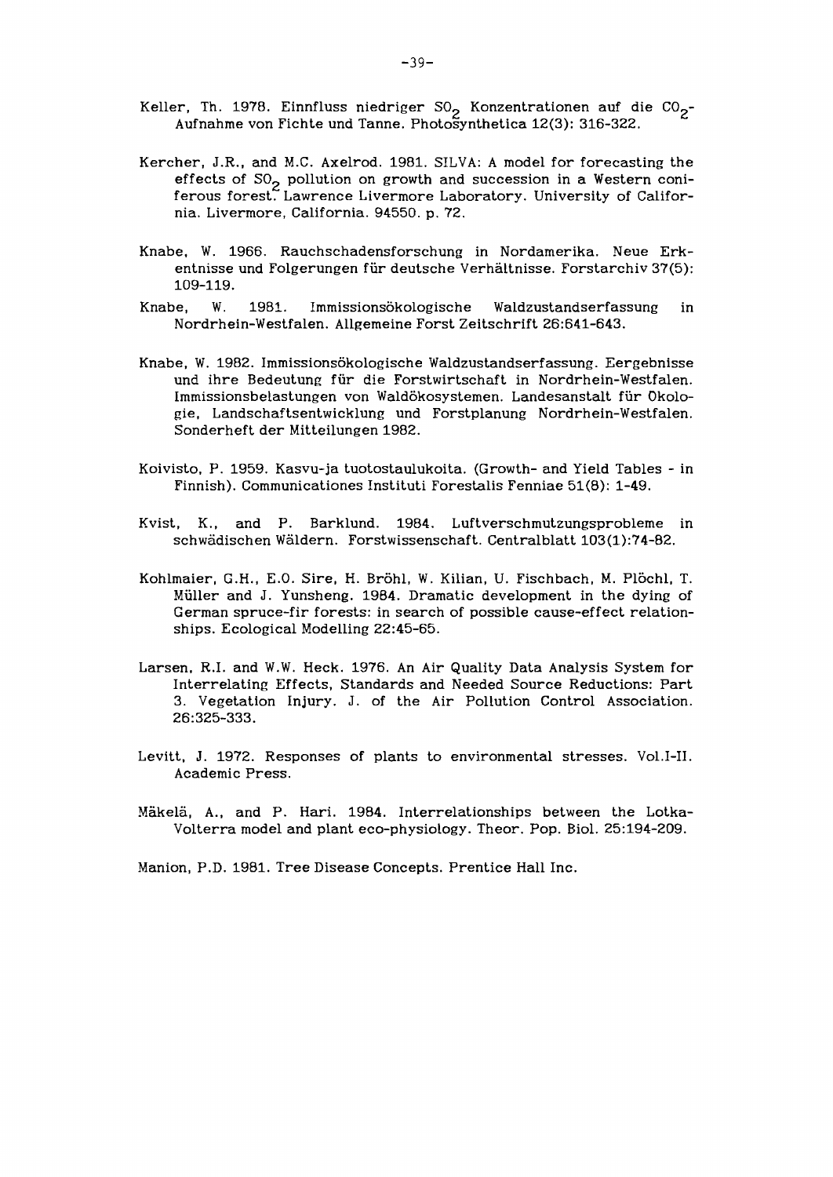Keller, Th. 1978. Einnfluss niedriger $SO_2$ Konzentrationen auf die $CO_2$-Aufnahme von Fichte und Tanne. Photosynthetica 12(3): 316-322.

Kercher, J.R., and M.C. Axelrod. 1981. SILVA: A model for forecasting the effects of $SO_2$ pollution on growth and succession in a Western coniferous forest. Lawrence Livermore Laboratory. University of California. Livermore, California. 94550. p. 72.

Knabe, W. 1966. Rauchschadensforschung in Nordamerika. Neue Erkentnisse und Folgerungen für deutsche Verhältnisse. Forstarchiv 37(5): 109-119.

Knabe, W. 1981. Immissionsökologische Waldzustandserfassung in Nordrhein-Westfalen. Allgemeine Forst Zeitschrift 26:641-643.

Knabe, W. 1982. Immissionsökologische Waldzustandserfassung. Eergebnisse und ihre Bedeutung für die Forstwirtschaft in Nordrhein-Westfalen. Immissionsbelastungen von Waldökosystemen. Landesanstalt für Okologie, Landschaftsentwicklung und Forstplanung Nordrhein-Westfalen. Sonderheft der Mitteilungen 1982.

Koivisto, P. 1959. Kasvu-ja tuotostaulukoita. (Growth- and Yield Tables - in Finnish). Communicationes Instituti Forestalis Fenniae 51(8): 1-49.

Kvist, K., and P. Barklund. 1984. Luftverschmutzungsprobleme in schwädischen Wäldern. Forstwissenschaft. Centralblatt 103(1):74-82.

Kohlmaier, G.H., E.O. Sire, H. Bröhl, W. Kilian, U. Fischbach, M. Plöchl, T. Müller and J. Yunsheng. 1984. Dramatic development in the dying of German spruce-fir forests: in search of possible cause-effect relationships. Ecological Modelling 22:45-65.

Larsen, R.I. and W.W. Heck. 1976. An Air Quality Data Analysis System for Interrelating Effects, Standards and Needed Source Reductions: Part 3. Vegetation Injury. J. of the Air Pollution Control Association. 26:325-333.

Levitt, J. 1972. Responses of plants to environmental stresses. Vol.I-II. Academic Press.

Mäkelä, A., and P. Hari. 1984. Interrelationships between the Lotka-Volterra model and plant eco-physiology. Theor. Pop. Biol. 25:194-209.

Manion, P.D. 1981. Tree Disease Concepts. Prentice Hall Inc.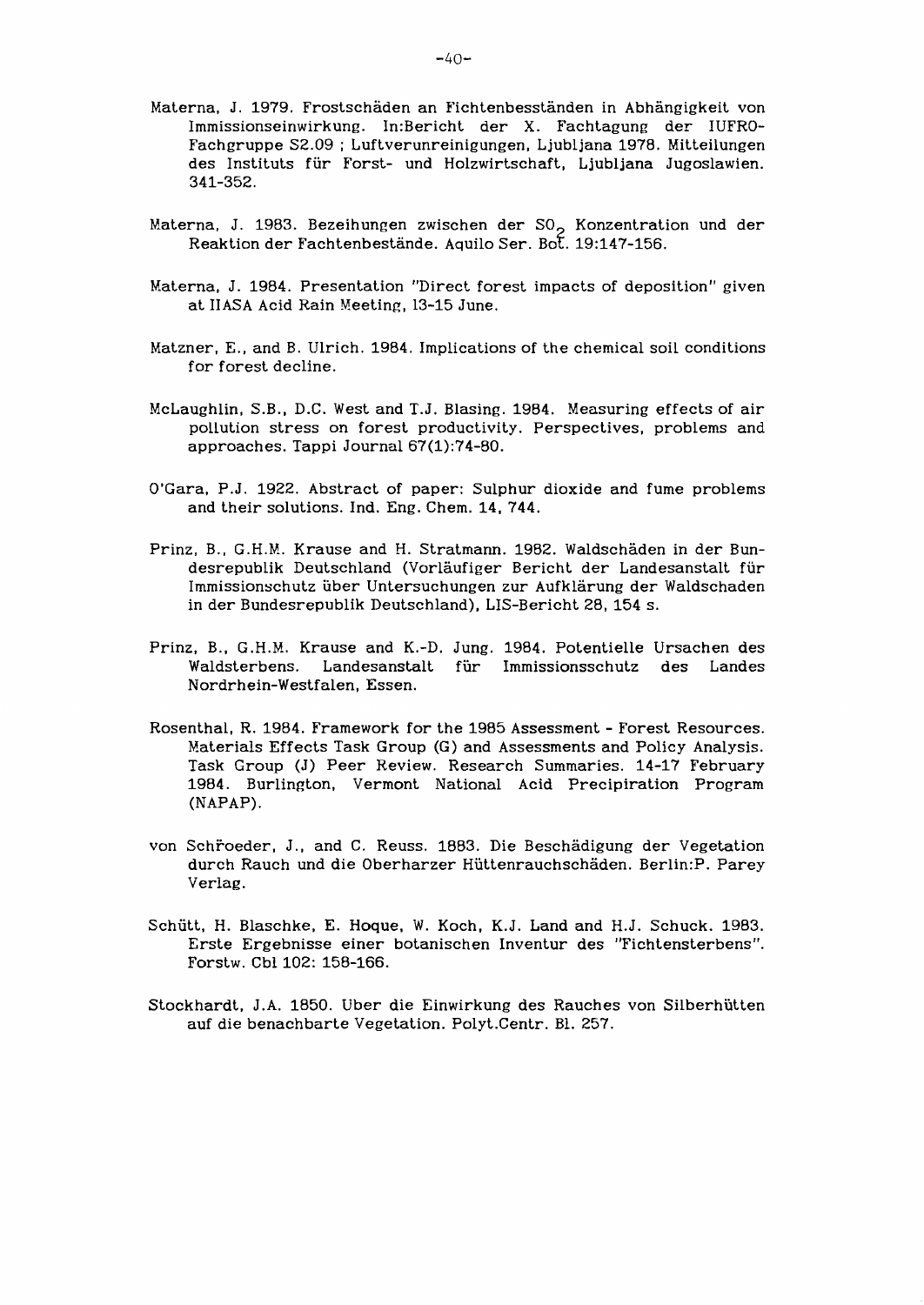Materna, J. 1979. Frostschäden an Fichtenbesständen in Abhängigkeit von Immissionseinwirkung. In:Bericht der X. Fachtagung der IUFRO-Fachgruppe S2.09 ; Luftverunreinigungen, Ljubljana 1978. Mitteilungen des Instituts für Forst- und Holzwirtschaft, Ljubljana Jugoslawien. 341-352.

Materna, J. 1983. Bezeihungen zwischen der $SO_2$ Konzentration und der Reaktion der Fachtenbestände. Aquilo Ser. Bot. 19:147-156.

Materna, J. 1984. Presentation "Direct forest impacts of deposition" given at IIASA Acid Rain Meeting, 13-15 June.

Matzner, E., and B. Ulrich. 1984. Implications of the chemical soil conditions for forest decline.

McLaughlin, S.B., D.C. West and T.J. Blasing. 1984. Measuring effects of air pollution stress on forest productivity. Perspectives, problems and approaches. Tappi Journal 67(1):74-80.

O'Gara, P.J. 1922. Abstract of paper: Sulphur dioxide and fume problems and their solutions. Ind. Eng. Chem. 14, 744.

Prinz, B., G.H.M. Krause and H. Stratmann. 1982. Waldschäden in der Bundesrepublik Deutschland (Vorläufiger Bericht der Landesanstalt für Immissionschutz über Untersuchungen zur Aufklärung der Waldschaden in der Bundesrepublik Deutschland), LIS-Bericht 28, 154 s.

Prinz, B., G.H.M. Krause and K.-D. Jung. 1984. Potentielle Ursachen des Waldsterbens. Landesanstalt für Immissionsschutz des Landes Nordrhein-Westfalen, Essen.

Rosenthal, R. 1984. Framework for the 1985 Assessment - Forest Resources. Materials Effects Task Group (G) and Assessments and Policy Analysis. Task Group (J) Peer Review. Research Summaries. 14-17 February 1984. Burlington, Vermont National Acid Precipiration Program (NAPAP).

von Schröeder, J., and C. Reuss. 1883. Die Beschädigung der Vegetation durch Rauch und die Oberharzer Hüttenrauchschäden. Berlin:P. Parey Verlag.

Schütt, H. Blaschke, E. Hoque, W. Koch, K.J. Land and H.J. Schuck. 1983. Erste Ergebnisse einer botanischen Inventur des "Fichtensterbens". Forstw. Cbl 102: 158-166.

Stockhardt, J.A. 1850. Uber die Einwirkung des Rauches von Silberhütten auf die benachbarte Vegetation. Polyt.Centr. Bl. 257.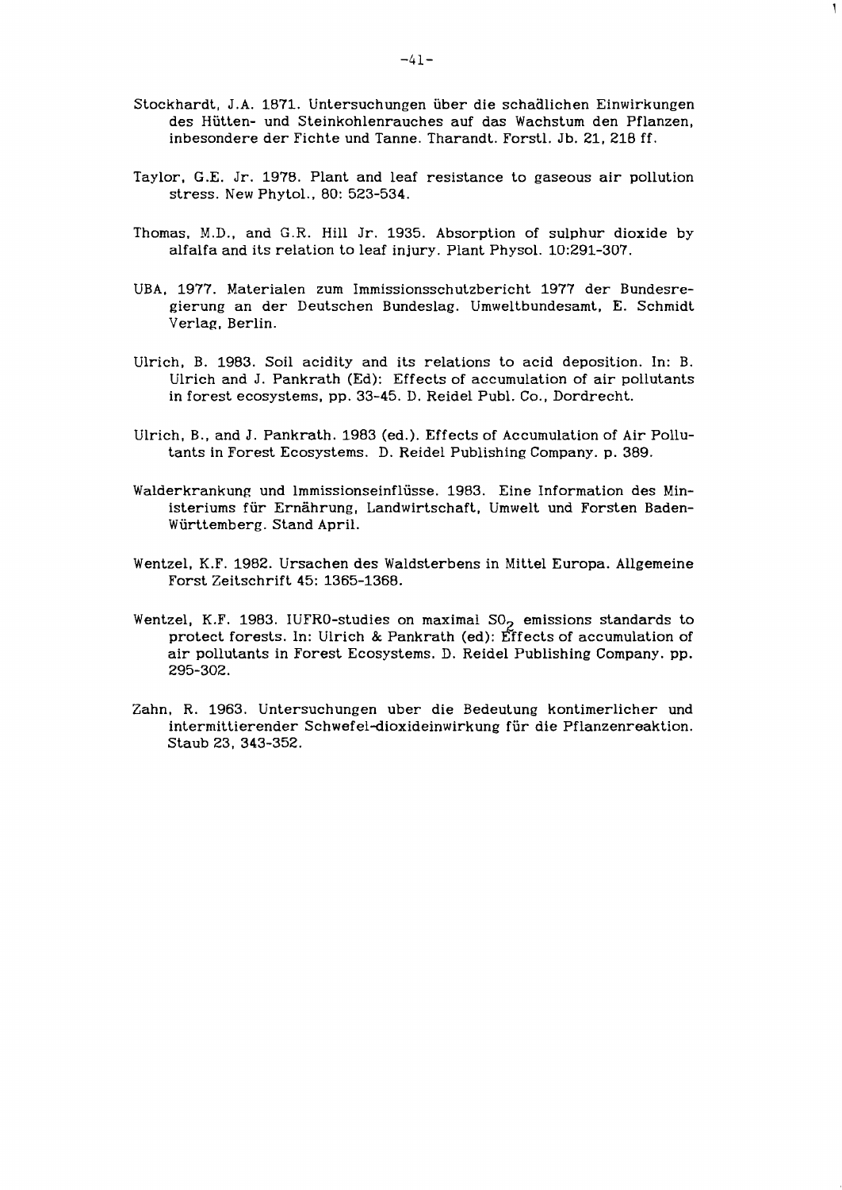Stockhardt, J.A. 1871. Untersuchungen über die schadlichen Einwirkungen des Hütten- und Steinkohlenrauches auf das Wachstum den Pflanzen, inbesondere der Fichte und Tanne. Tharandt. Forstl. Jb. 21, 218 ff.

Taylor, G.E. Jr. 1978. Plant and leaf resistance to gaseous air pollution stress. New Phytol., 80: 523-534.

Thomas, M.D., and G.R. Hill Jr. 1935. Absorption of sulphur dioxide by alfalfa and its relation to leaf injury. Plant Physol. 10:291-307.

UBA, 1977. Materialen zum Immissionsschutzbericht 1977 der Bundesregierung an der Deutschen Bundeslag. Umweltbundesamt, E. Schmidt Verlag, Berlin.

Ulrich, B. 1983. Soil acidity and its relations to acid deposition. In: B. Ulrich and J. Pankrath (Ed): Effects of accumulation of air pollutants in forest ecosystems, pp. 33-45. D. Reidel Publ. Co., Dordrecht.

Ulrich, B., and J. Pankrath. 1983 (ed.). Effects of Accumulation of Air Pollutants in Forest Ecosystems. D. Reidel Publishing Company. p. 389.

Walderkrankung und Immissionseinflüsse. 1983. Eine Information des Ministeriums für Ernährung, Landwirtschaft, Umwelt und Forsten Baden-Württemberg. Stand April.

Wentzel, K.F. 1982. Ursachen des Waldsterbens in Mittel Europa. Allgemeine Forst Zeitschrift 45: 1365-1368.

Wentzel, K.F. 1983. IUFRO-studies on maximal $SO_2$ emissions standards to protect forests. In: Ulrich & Pankrath (ed): Effects of accumulation of air pollutants in Forest Ecosystems. D. Reidel Publishing Company. pp. 295-302.

Zahn, R. 1963. Untersuchungen uber die Bedeutung kontimerlicher und intermittierender Schwefel-dioxideinwirkung für die Pflanzenreaktion. Staub 23, 343-352.